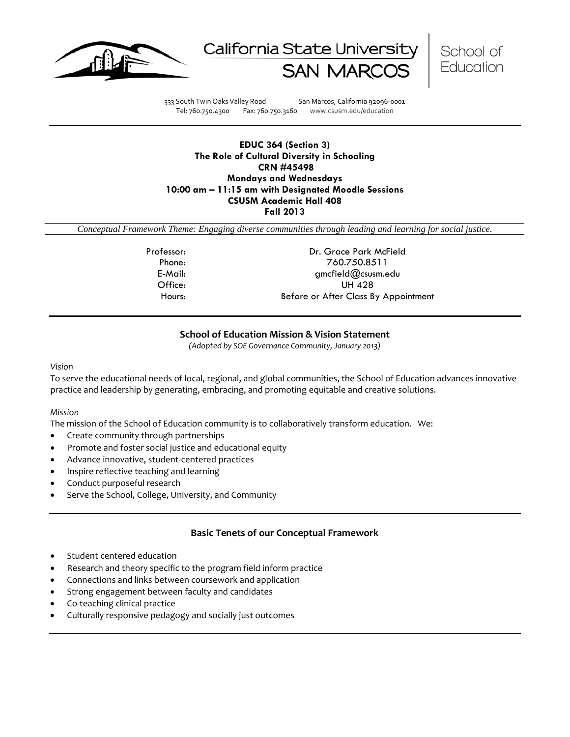California State University SAN MARCOS | School of Education

333 South Twin Oaks Valley Road San Marcos, California 92096-0001
Tel: 760.750.4300 Fax: 760.750.3160 www.csusm.edu/education

**EDUC 364 (Section 3)**
**The Role of Cultural Diversity in Schooling**
**CRN #45498**
**Mondays and Wednesdays**
**10:00 am – 11:15 am with Designated Moodle Sessions**
**CSUSM Academic Hall 408**
**Fall 2013**

*Conceptual Framework Theme: Engaging diverse communities through leading and learning for social justice.*

| | |
|---|---|
| Professor: | Dr. Grace Park McField |
| Phone: | 760.750.8511 |
| E-Mail: | gmcfield@csusm.edu |
| Office: | UH 428 |
| Hours: | Before or After Class By Appointment |

## School of Education Mission & Vision Statement

*(Adopted by SOE Governance Community, January 2013)*

*Vision*

To serve the educational needs of local, regional, and global communities, the School of Education advances innovative practice and leadership by generating, embracing, and promoting equitable and creative solutions.

*Mission*

The mission of the School of Education community is to collaboratively transform education. We:

- Create community through partnerships
- Promote and foster social justice and educational equity
- Advance innovative, student-centered practices
- Inspire reflective teaching and learning
- Conduct purposeful research
- Serve the School, College, University, and Community

## Basic Tenets of our Conceptual Framework

- Student centered education
- Research and theory specific to the program field inform practice
- Connections and links between coursework and application
- Strong engagement between faculty and candidates
- Co-teaching clinical practice
- Culturally responsive pedagogy and socially just outcomes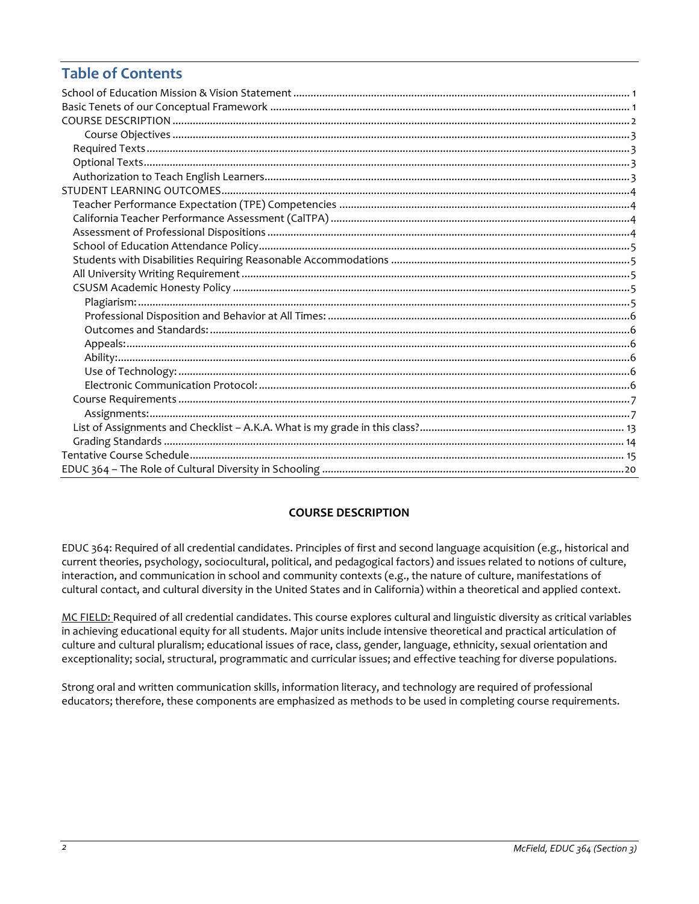# Table of Contents

School of Education Mission & Vision Statement ........................................ 1
Basic Tenets of our Conceptual Framework ........................................ 1
COURSE DESCRIPTION ........................................ 2
- Course Objectives ........................................ 3
- Required Texts ........................................ 3
- Optional Texts ........................................ 3
- Authorization to Teach English Learners ........................................ 3

STUDENT LEARNING OUTCOMES ........................................ 4
- Teacher Performance Expectation (TPE) Competencies ........................................ 4
- California Teacher Performance Assessment (CalTPA) ........................................ 4
- Assessment of Professional Dispositions ........................................ 4
- School of Education Attendance Policy ........................................ 5
- Students with Disabilities Requiring Reasonable Accommodations ........................................ 5
- All University Writing Requirement ........................................ 5
- CSUSM Academic Honesty Policy ........................................ 5
  - Plagiarism: ........................................ 5
  - Professional Disposition and Behavior at All Times: ........................................ 6
  - Outcomes and Standards: ........................................ 6
  - Appeals: ........................................ 6
  - Ability: ........................................ 6
  - Use of Technology: ........................................ 6
  - Electronic Communication Protocol: ........................................ 6
- Course Requirements ........................................ 7
  - Assignments: ........................................ 7
- List of Assignments and Checklist – A.K.A. What is my grade in this class? ........................................ 13
- Grading Standards ........................................ 14

Tentative Course Schedule ........................................ 15
EDUC 364 – The Role of Cultural Diversity in Schooling ........................................ 20

## COURSE DESCRIPTION

EDUC 364: Required of all credential candidates. Principles of first and second language acquisition (e.g., historical and current theories, psychology, sociocultural, political, and pedagogical factors) and issues related to notions of culture, interaction, and communication in school and community contexts (e.g., the nature of culture, manifestations of cultural contact, and cultural diversity in the United States and in California) within a theoretical and applied context.

MC FIELD: Required of all credential candidates. This course explores cultural and linguistic diversity as critical variables in achieving educational equity for all students. Major units include intensive theoretical and practical articulation of culture and cultural pluralism; educational issues of race, class, gender, language, ethnicity, sexual orientation and exceptionality; social, structural, programmatic and curricular issues; and effective teaching for diverse populations.

Strong oral and written communication skills, information literacy, and technology are required of professional educators; therefore, these components are emphasized as methods to be used in completing course requirements.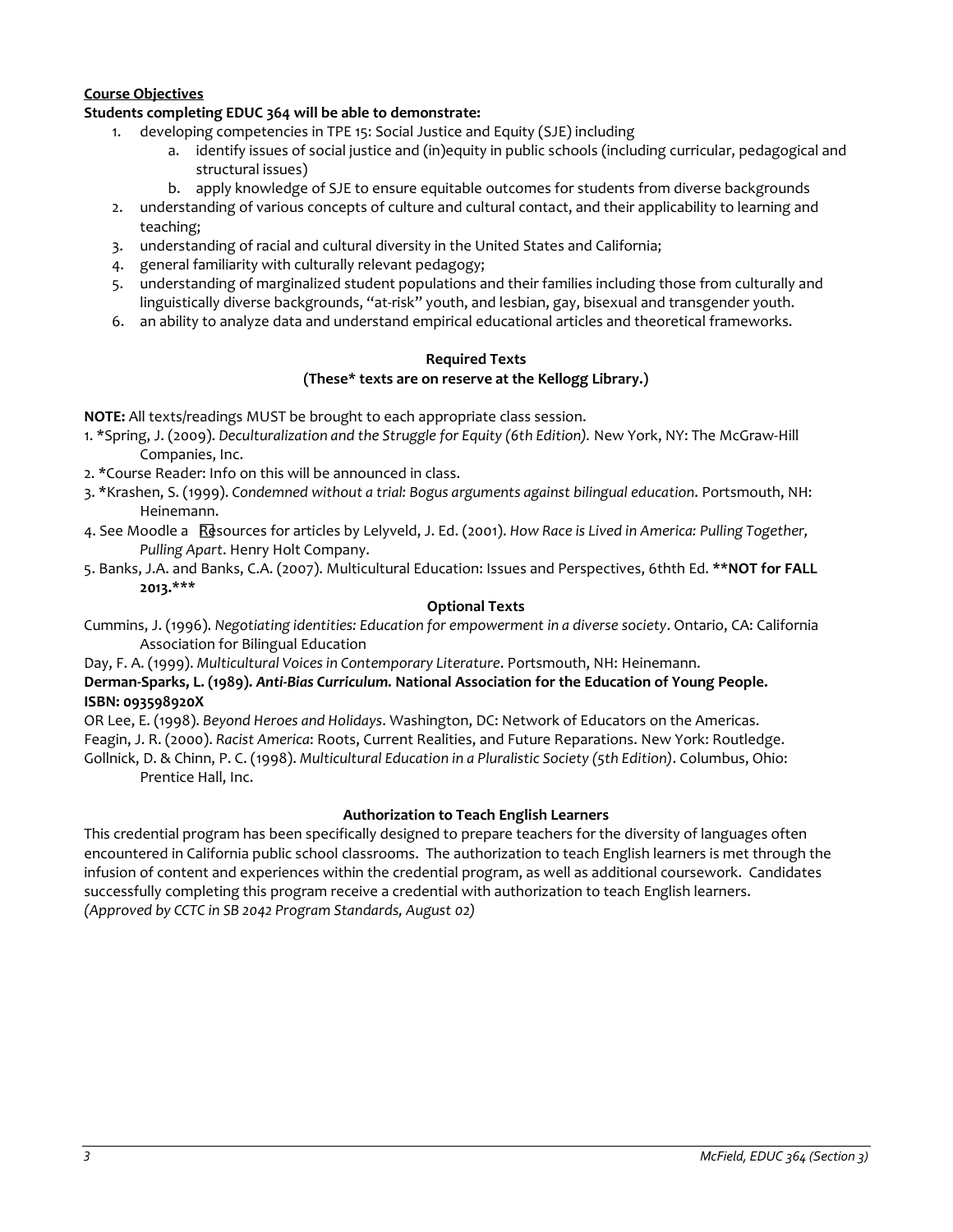**Course Objectives**

**Students completing EDUC 364 will be able to demonstrate:**

1. developing competencies in TPE 15: Social Justice and Equity (SJE) including
   a. identify issues of social justice and (in)equity in public schools (including curricular, pedagogical and structural issues)
   b. apply knowledge of SJE to ensure equitable outcomes for students from diverse backgrounds
2. understanding of various concepts of culture and cultural contact, and their applicability to learning and teaching;
3. understanding of racial and cultural diversity in the United States and California;
4. general familiarity with culturally relevant pedagogy;
5. understanding of marginalized student populations and their families including those from culturally and linguistically diverse backgrounds, "at-risk" youth, and lesbian, gay, bisexual and transgender youth.
6. an ability to analyze data and understand empirical educational articles and theoretical frameworks.

**Required Texts**
**(These* texts are on reserve at the Kellogg Library.)**

**NOTE:** All texts/readings MUST be brought to each appropriate class session.

1. *Spring, J. (2009). *Deculturalization and the Struggle for Equity (6th Edition).* New York, NY: The McGraw-Hill Companies, Inc.
2. *Course Reader: Info on this will be announced in class.
3. *Krashen, S. (1999). *Condemned without a trial: Bogus arguments against bilingual education*. Portsmouth, NH: Heinemann.
4. See Moodle a Resources for articles by Lelyveld, J. Ed. (2001). *How Race is Lived in America: Pulling Together, Pulling Apart*. Henry Holt Company.
5. Banks, J.A. and Banks, C.A. (2007). Multicultural Education: Issues and Perspectives, 6thth Ed. ****NOT for FALL 2013.*****

**Optional Texts**

Cummins, J. (1996). *Negotiating identities: Education for empowerment in a diverse society*. Ontario, CA: California Association for Bilingual Education

Day, F. A. (1999). *Multicultural Voices in Contemporary Literature*. Portsmouth, NH: Heinemann.

**Derman-Sparks, L. (1989).** ***Anti-Bias Curriculum.*** **National Association for the Education of Young People. ISBN: 093598920X**

OR Lee, E. (1998). *Beyond Heroes and Holidays*. Washington, DC: Network of Educators on the Americas.

Feagin, J. R. (2000). *Racist America*: Roots, Current Realities, and Future Reparations. New York: Routledge.

Gollnick, D. & Chinn, P. C. (1998). *Multicultural Education in a Pluralistic Society (5th Edition)*. Columbus, Ohio: Prentice Hall, Inc.

**Authorization to Teach English Learners**

This credential program has been specifically designed to prepare teachers for the diversity of languages often encountered in California public school classrooms. The authorization to teach English learners is met through the infusion of content and experiences within the credential program, as well as additional coursework. Candidates successfully completing this program receive a credential with authorization to teach English learners. *(Approved by CCTC in SB 2042 Program Standards, August 02)*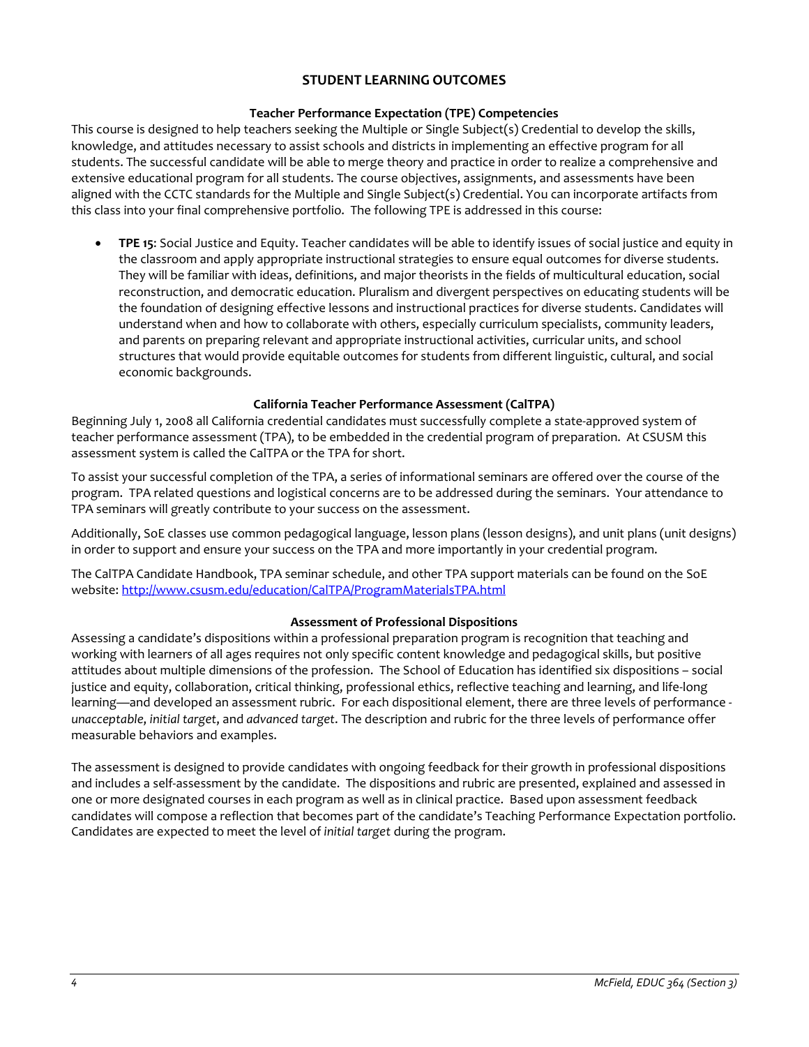## STUDENT LEARNING OUTCOMES

### Teacher Performance Expectation (TPE) Competencies

This course is designed to help teachers seeking the Multiple or Single Subject(s) Credential to develop the skills, knowledge, and attitudes necessary to assist schools and districts in implementing an effective program for all students. The successful candidate will be able to merge theory and practice in order to realize a comprehensive and extensive educational program for all students. The course objectives, assignments, and assessments have been aligned with the CCTC standards for the Multiple and Single Subject(s) Credential. You can incorporate artifacts from this class into your final comprehensive portfolio. The following TPE is addressed in this course:

- **TPE 15**: Social Justice and Equity. Teacher candidates will be able to identify issues of social justice and equity in the classroom and apply appropriate instructional strategies to ensure equal outcomes for diverse students. They will be familiar with ideas, definitions, and major theorists in the fields of multicultural education, social reconstruction, and democratic education. Pluralism and divergent perspectives on educating students will be the foundation of designing effective lessons and instructional practices for diverse students. Candidates will understand when and how to collaborate with others, especially curriculum specialists, community leaders, and parents on preparing relevant and appropriate instructional activities, curricular units, and school structures that would provide equitable outcomes for students from different linguistic, cultural, and social economic backgrounds.

### California Teacher Performance Assessment (CalTPA)

Beginning July 1, 2008 all California credential candidates must successfully complete a state-approved system of teacher performance assessment (TPA), to be embedded in the credential program of preparation. At CSUSM this assessment system is called the CalTPA or the TPA for short.

To assist your successful completion of the TPA, a series of informational seminars are offered over the course of the program. TPA related questions and logistical concerns are to be addressed during the seminars. Your attendance to TPA seminars will greatly contribute to your success on the assessment.

Additionally, SoE classes use common pedagogical language, lesson plans (lesson designs), and unit plans (unit designs) in order to support and ensure your success on the TPA and more importantly in your credential program.

The CalTPA Candidate Handbook, TPA seminar schedule, and other TPA support materials can be found on the SoE website: http://www.csusm.edu/education/CalTPA/ProgramMaterialsTPA.html

### Assessment of Professional Dispositions

Assessing a candidate's dispositions within a professional preparation program is recognition that teaching and working with learners of all ages requires not only specific content knowledge and pedagogical skills, but positive attitudes about multiple dimensions of the profession. The School of Education has identified six dispositions – social justice and equity, collaboration, critical thinking, professional ethics, reflective teaching and learning, and life-long learning—and developed an assessment rubric. For each dispositional element, there are three levels of performance - *unacceptable*, *initial target*, and *advanced target*. The description and rubric for the three levels of performance offer measurable behaviors and examples.

The assessment is designed to provide candidates with ongoing feedback for their growth in professional dispositions and includes a self-assessment by the candidate. The dispositions and rubric are presented, explained and assessed in one or more designated courses in each program as well as in clinical practice. Based upon assessment feedback candidates will compose a reflection that becomes part of the candidate's Teaching Performance Expectation portfolio. Candidates are expected to meet the level of *initial target* during the program.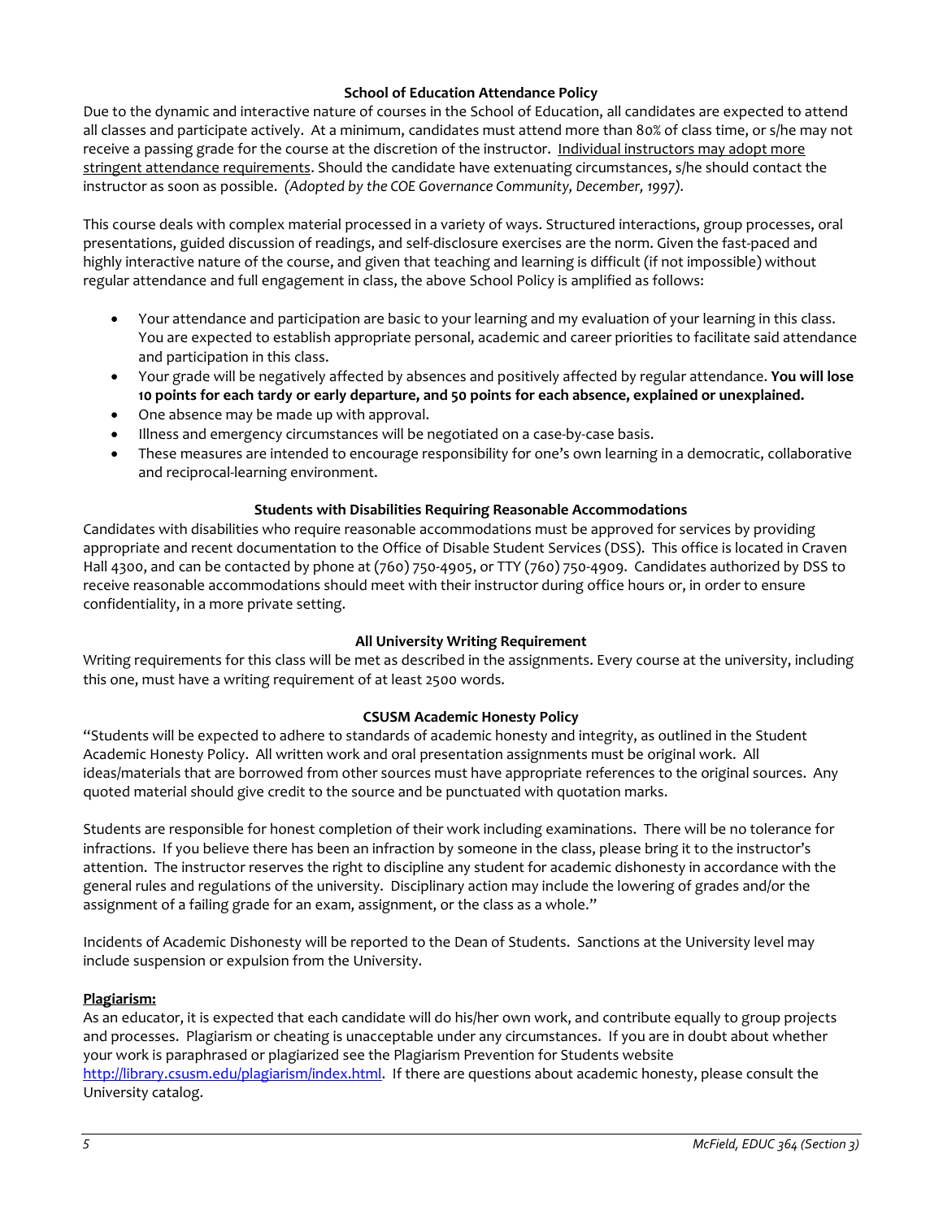### School of Education Attendance Policy

Due to the dynamic and interactive nature of courses in the School of Education, all candidates are expected to attend all classes and participate actively. At a minimum, candidates must attend more than 80% of class time, or s/he may not receive a passing grade for the course at the discretion of the instructor. Individual instructors may adopt more stringent attendance requirements. Should the candidate have extenuating circumstances, s/he should contact the instructor as soon as possible. *(Adopted by the COE Governance Community, December, 1997).*

This course deals with complex material processed in a variety of ways. Structured interactions, group processes, oral presentations, guided discussion of readings, and self-disclosure exercises are the norm. Given the fast-paced and highly interactive nature of the course, and given that teaching and learning is difficult (if not impossible) without regular attendance and full engagement in class, the above School Policy is amplified as follows:

- Your attendance and participation are basic to your learning and my evaluation of your learning in this class. You are expected to establish appropriate personal, academic and career priorities to facilitate said attendance and participation in this class.
- Your grade will be negatively affected by absences and positively affected by regular attendance. **You will lose 10 points for each tardy or early departure, and 50 points for each absence, explained or unexplained.**
- One absence may be made up with approval.
- Illness and emergency circumstances will be negotiated on a case-by-case basis.
- These measures are intended to encourage responsibility for one's own learning in a democratic, collaborative and reciprocal-learning environment.

### Students with Disabilities Requiring Reasonable Accommodations

Candidates with disabilities who require reasonable accommodations must be approved for services by providing appropriate and recent documentation to the Office of Disable Student Services (DSS). This office is located in Craven Hall 4300, and can be contacted by phone at (760) 750-4905, or TTY (760) 750-4909. Candidates authorized by DSS to receive reasonable accommodations should meet with their instructor during office hours or, in order to ensure confidentiality, in a more private setting.

### All University Writing Requirement

Writing requirements for this class will be met as described in the assignments. Every course at the university, including this one, must have a writing requirement of at least 2500 words.

### CSUSM Academic Honesty Policy

"Students will be expected to adhere to standards of academic honesty and integrity, as outlined in the Student Academic Honesty Policy. All written work and oral presentation assignments must be original work. All ideas/materials that are borrowed from other sources must have appropriate references to the original sources. Any quoted material should give credit to the source and be punctuated with quotation marks.

Students are responsible for honest completion of their work including examinations. There will be no tolerance for infractions. If you believe there has been an infraction by someone in the class, please bring it to the instructor's attention. The instructor reserves the right to discipline any student for academic dishonesty in accordance with the general rules and regulations of the university. Disciplinary action may include the lowering of grades and/or the assignment of a failing grade for an exam, assignment, or the class as a whole."

Incidents of Academic Dishonesty will be reported to the Dean of Students. Sanctions at the University level may include suspension or expulsion from the University.

**Plagiarism:**

As an educator, it is expected that each candidate will do his/her own work, and contribute equally to group projects and processes. Plagiarism or cheating is unacceptable under any circumstances. If you are in doubt about whether your work is paraphrased or plagiarized see the Plagiarism Prevention for Students website http://library.csusm.edu/plagiarism/index.html. If there are questions about academic honesty, please consult the University catalog.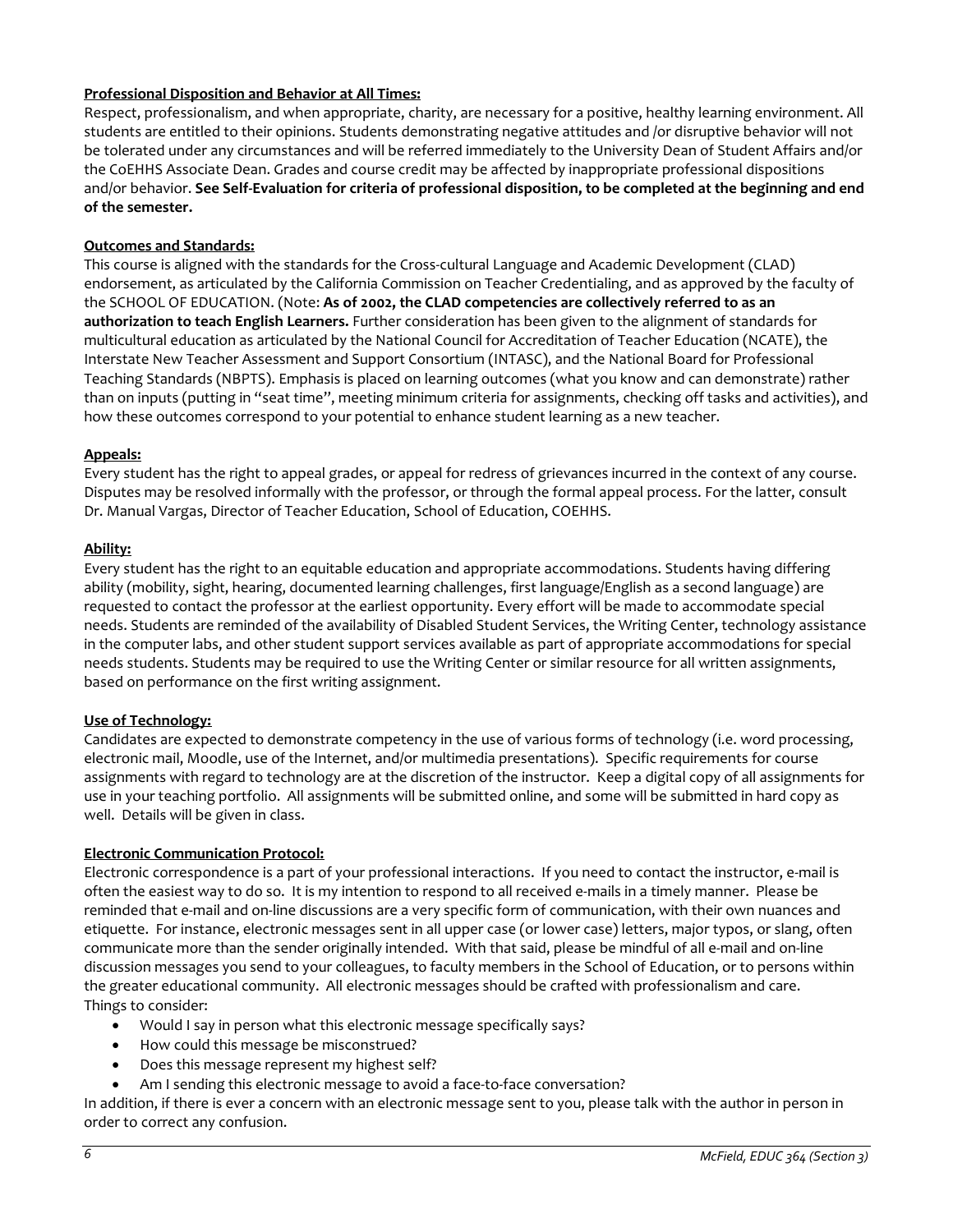**Professional Disposition and Behavior at All Times:**

Respect, professionalism, and when appropriate, charity, are necessary for a positive, healthy learning environment. All students are entitled to their opinions. Students demonstrating negative attitudes and /or disruptive behavior will not be tolerated under any circumstances and will be referred immediately to the University Dean of Student Affairs and/or the CoEHHS Associate Dean. Grades and course credit may be affected by inappropriate professional dispositions and/or behavior. **See Self-Evaluation for criteria of professional disposition, to be completed at the beginning and end of the semester.**

**Outcomes and Standards:**

This course is aligned with the standards for the Cross-cultural Language and Academic Development (CLAD) endorsement, as articulated by the California Commission on Teacher Credentialing, and as approved by the faculty of the SCHOOL OF EDUCATION. (Note: **As of 2002, the CLAD competencies are collectively referred to as an authorization to teach English Learners.** Further consideration has been given to the alignment of standards for multicultural education as articulated by the National Council for Accreditation of Teacher Education (NCATE), the Interstate New Teacher Assessment and Support Consortium (INTASC), and the National Board for Professional Teaching Standards (NBPTS). Emphasis is placed on learning outcomes (what you know and can demonstrate) rather than on inputs (putting in "seat time", meeting minimum criteria for assignments, checking off tasks and activities), and how these outcomes correspond to your potential to enhance student learning as a new teacher.

**Appeals:**

Every student has the right to appeal grades, or appeal for redress of grievances incurred in the context of any course. Disputes may be resolved informally with the professor, or through the formal appeal process. For the latter, consult Dr. Manual Vargas, Director of Teacher Education, School of Education, COEHHS.

**Ability:**

Every student has the right to an equitable education and appropriate accommodations. Students having differing ability (mobility, sight, hearing, documented learning challenges, first language/English as a second language) are requested to contact the professor at the earliest opportunity. Every effort will be made to accommodate special needs. Students are reminded of the availability of Disabled Student Services, the Writing Center, technology assistance in the computer labs, and other student support services available as part of appropriate accommodations for special needs students. Students may be required to use the Writing Center or similar resource for all written assignments, based on performance on the first writing assignment.

**Use of Technology:**

Candidates are expected to demonstrate competency in the use of various forms of technology (i.e. word processing, electronic mail, Moodle, use of the Internet, and/or multimedia presentations). Specific requirements for course assignments with regard to technology are at the discretion of the instructor. Keep a digital copy of all assignments for use in your teaching portfolio. All assignments will be submitted online, and some will be submitted in hard copy as well. Details will be given in class.

**Electronic Communication Protocol:**

Electronic correspondence is a part of your professional interactions. If you need to contact the instructor, e-mail is often the easiest way to do so. It is my intention to respond to all received e-mails in a timely manner. Please be reminded that e-mail and on-line discussions are a very specific form of communication, with their own nuances and etiquette. For instance, electronic messages sent in all upper case (or lower case) letters, major typos, or slang, often communicate more than the sender originally intended. With that said, please be mindful of all e-mail and on-line discussion messages you send to your colleagues, to faculty members in the School of Education, or to persons within the greater educational community. All electronic messages should be crafted with professionalism and care.
Things to consider:

- Would I say in person what this electronic message specifically says?
- How could this message be misconstrued?
- Does this message represent my highest self?
- Am I sending this electronic message to avoid a face-to-face conversation?

In addition, if there is ever a concern with an electronic message sent to you, please talk with the author in person in order to correct any confusion.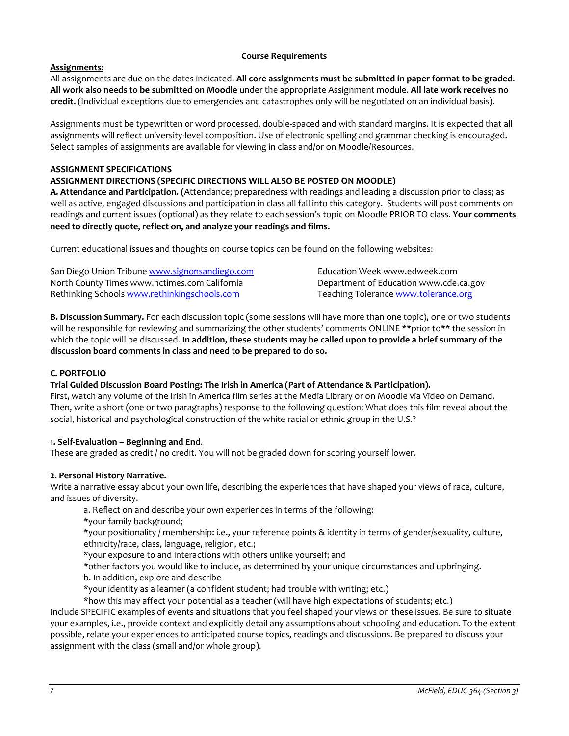**Course Requirements**

**Assignments:**

All assignments are due on the dates indicated. **All core assignments must be submitted in paper format to be graded. All work also needs to be submitted on Moodle** under the appropriate Assignment module. **All late work receives no credit.** (Individual exceptions due to emergencies and catastrophes only will be negotiated on an individual basis).

Assignments must be typewritten or word processed, double-spaced and with standard margins. It is expected that all assignments will reflect university-level composition. Use of electronic spelling and grammar checking is encouraged. Select samples of assignments are available for viewing in class and/or on Moodle/Resources.

**ASSIGNMENT SPECIFICATIONS**

**ASSIGNMENT DIRECTIONS (SPECIFIC DIRECTIONS WILL ALSO BE POSTED ON MOODLE)**

**A. Attendance and Participation. (**Attendance; preparedness with readings and leading a discussion prior to class; as well as active, engaged discussions and participation in class all fall into this category. Students will post comments on readings and current issues (optional) as they relate to each session's topic on Moodle PRIOR TO class. **Your comments need to directly quote, reflect on, and analyze your readings and films.**

Current educational issues and thoughts on course topics can be found on the following websites:

San Diego Union Tribune www.signonsandiego.com
North County Times www.nctimes.com California
Rethinking Schools www.rethinkingschools.com
Education Week www.edweek.com
Department of Education www.cde.ca.gov
Teaching Tolerance www.tolerance.org

**B. Discussion Summary.** For each discussion topic (some sessions will have more than one topic), one or two students will be responsible for reviewing and summarizing the other students' comments ONLINE **prior to** the session in which the topic will be discussed. **In addition, these students may be called upon to provide a brief summary of the discussion board comments in class and need to be prepared to do so.**

**C. PORTFOLIO**

**Trial Guided Discussion Board Posting: The Irish in America (Part of Attendance & Participation).**

First, watch any volume of the Irish in America film series at the Media Library or on Moodle via Video on Demand. Then, write a short (one or two paragraphs) response to the following question: What does this film reveal about the social, historical and psychological construction of the white racial or ethnic group in the U.S.?

**1. Self-Evaluation – Beginning and End.**

These are graded as credit / no credit. You will not be graded down for scoring yourself lower.

**2. Personal History Narrative.**

Write a narrative essay about your own life, describing the experiences that have shaped your views of race, culture, and issues of diversity.

a. Reflect on and describe your own experiences in terms of the following:
*your family background;
*your positionality / membership: i.e., your reference points & identity in terms of gender/sexuality, culture, ethnicity/race, class, language, religion, etc.;
*your exposure to and interactions with others unlike yourself; and
*other factors you would like to include, as determined by your unique circumstances and upbringing.

b. In addition, explore and describe
*your identity as a learner (a confident student; had trouble with writing; etc.)
*how this may affect your potential as a teacher (will have high expectations of students; etc.)

Include SPECIFIC examples of events and situations that you feel shaped your views on these issues. Be sure to situate your examples, i.e., provide context and explicitly detail any assumptions about schooling and education. To the extent possible, relate your experiences to anticipated course topics, readings and discussions. Be prepared to discuss your assignment with the class (small and/or whole group).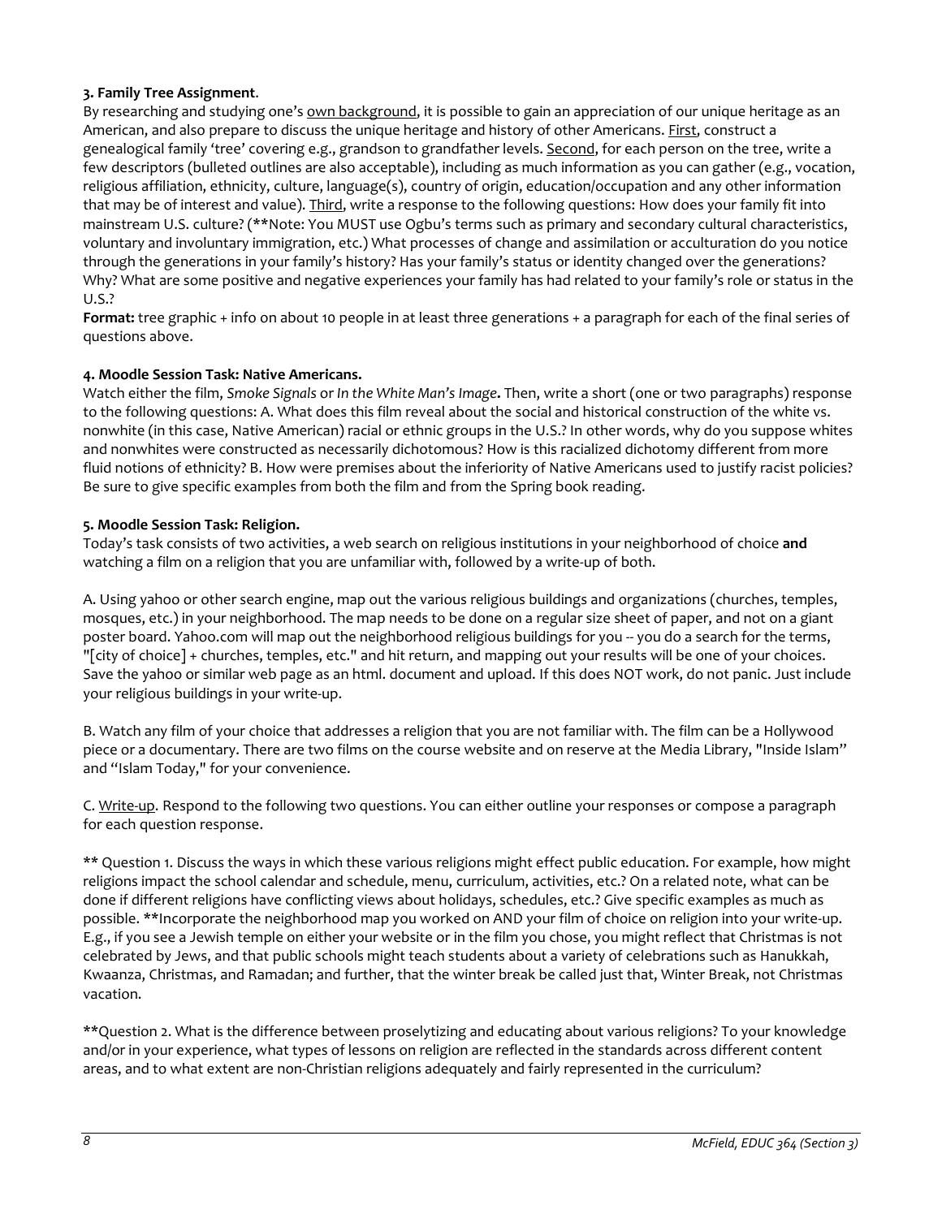**3. Family Tree Assignment**.

By researching and studying one's <u>own background</u>, it is possible to gain an appreciation of our unique heritage as an American, and also prepare to discuss the unique heritage and history of other Americans. <u>First</u>, construct a genealogical family 'tree' covering e.g., grandson to grandfather levels. <u>Second</u>, for each person on the tree, write a few descriptors (bulleted outlines are also acceptable), including as much information as you can gather (e.g., vocation, religious affiliation, ethnicity, culture, language(s), country of origin, education/occupation and any other information that may be of interest and value). <u>Third</u>, write a response to the following questions: How does your family fit into mainstream U.S. culture? (**Note: You MUST use Ogbu's terms such as primary and secondary cultural characteristics, voluntary and involuntary immigration, etc.) What processes of change and assimilation or acculturation do you notice through the generations in your family's history? Has your family's status or identity changed over the generations? Why? What are some positive and negative experiences your family has had related to your family's role or status in the U.S.?

**Format:** tree graphic + info on about 10 people in at least three generations + a paragraph for each of the final series of questions above.

**4. Moodle Session Task: Native Americans.**

Watch either the film, *Smoke Signals* or *In the White Man's Image***.** Then, write a short (one or two paragraphs) response to the following questions: A. What does this film reveal about the social and historical construction of the white vs. nonwhite (in this case, Native American) racial or ethnic groups in the U.S.? In other words, why do you suppose whites and nonwhites were constructed as necessarily dichotomous? How is this racialized dichotomy different from more fluid notions of ethnicity? B. How were premises about the inferiority of Native Americans used to justify racist policies? Be sure to give specific examples from both the film and from the Spring book reading.

**5. Moodle Session Task: Religion.**

Today's task consists of two activities, a web search on religious institutions in your neighborhood of choice **and** watching a film on a religion that you are unfamiliar with, followed by a write-up of both.

A. Using yahoo or other search engine, map out the various religious buildings and organizations (churches, temples, mosques, etc.) in your neighborhood. The map needs to be done on a regular size sheet of paper, and not on a giant poster board. Yahoo.com will map out the neighborhood religious buildings for you -- you do a search for the terms, "[city of choice] + churches, temples, etc." and hit return, and mapping out your results will be one of your choices. Save the yahoo or similar web page as an html. document and upload. If this does NOT work, do not panic. Just include your religious buildings in your write-up.

B. Watch any film of your choice that addresses a religion that you are not familiar with. The film can be a Hollywood piece or a documentary. There are two films on the course website and on reserve at the Media Library, "Inside Islam" and "Islam Today," for your convenience.

C. <u>Write-up</u>. Respond to the following two questions. You can either outline your responses or compose a paragraph for each question response.

** Question 1. Discuss the ways in which these various religions might effect public education. For example, how might religions impact the school calendar and schedule, menu, curriculum, activities, etc.? On a related note, what can be done if different religions have conflicting views about holidays, schedules, etc.? Give specific examples as much as possible. **Incorporate the neighborhood map you worked on AND your film of choice on religion into your write-up. E.g., if you see a Jewish temple on either your website or in the film you chose, you might reflect that Christmas is not celebrated by Jews, and that public schools might teach students about a variety of celebrations such as Hanukkah, Kwaanza, Christmas, and Ramadan; and further, that the winter break be called just that, Winter Break, not Christmas vacation.

**Question 2. What is the difference between proselytizing and educating about various religions? To your knowledge and/or in your experience, what types of lessons on religion are reflected in the standards across different content areas, and to what extent are non-Christian religions adequately and fairly represented in the curriculum?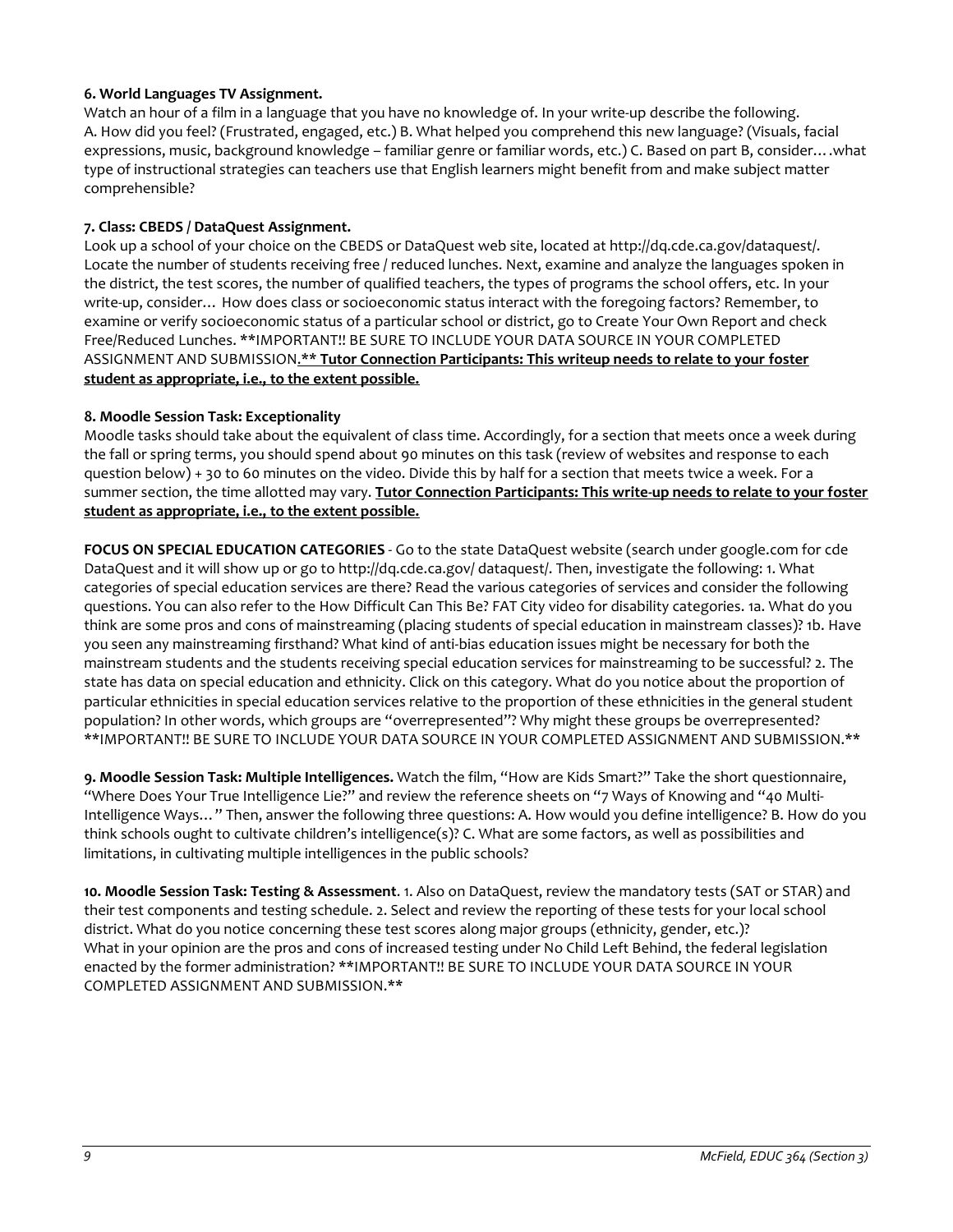**6. World Languages TV Assignment.**
Watch an hour of a film in a language that you have no knowledge of. In your write-up describe the following. A. How did you feel? (Frustrated, engaged, etc.) B. What helped you comprehend this new language? (Visuals, facial expressions, music, background knowledge – familiar genre or familiar words, etc.) C. Based on part B, consider….what type of instructional strategies can teachers use that English learners might benefit from and make subject matter comprehensible?

**7. Class: CBEDS / DataQuest Assignment.**
Look up a school of your choice on the CBEDS or DataQuest web site, located at http://dq.cde.ca.gov/dataquest/. Locate the number of students receiving free / reduced lunches. Next, examine and analyze the languages spoken in the district, the test scores, the number of qualified teachers, the types of programs the school offers, etc. In your write-up, consider… How does class or socioeconomic status interact with the foregoing factors? Remember, to examine or verify socioeconomic status of a particular school or district, go to Create Your Own Report and check Free/Reduced Lunches. **IMPORTANT!! BE SURE TO INCLUDE YOUR DATA SOURCE IN YOUR COMPLETED ASSIGNMENT AND SUBMISSION.** **Tutor Connection Participants: This writeup needs to relate to your foster student as appropriate, i.e., to the extent possible.**

**8. Moodle Session Task: Exceptionality**
Moodle tasks should take about the equivalent of class time. Accordingly, for a section that meets once a week during the fall or spring terms, you should spend about 90 minutes on this task (review of websites and response to each question below) + 30 to 60 minutes on the video. Divide this by half for a section that meets twice a week. For a summer section, the time allotted may vary. **Tutor Connection Participants: This write-up needs to relate to your foster student as appropriate, i.e., to the extent possible.**

**FOCUS ON SPECIAL EDUCATION CATEGORIES** - Go to the state DataQuest website (search under google.com for cde DataQuest and it will show up or go to http://dq.cde.ca.gov/ dataquest/. Then, investigate the following: 1. What categories of special education services are there? Read the various categories of services and consider the following questions. You can also refer to the How Difficult Can This Be? FAT City video for disability categories. 1a. What do you think are some pros and cons of mainstreaming (placing students of special education in mainstream classes)? 1b. Have you seen any mainstreaming firsthand? What kind of anti-bias education issues might be necessary for both the mainstream students and the students receiving special education services for mainstreaming to be successful? 2. The state has data on special education and ethnicity. Click on this category. What do you notice about the proportion of particular ethnicities in special education services relative to the proportion of these ethnicities in the general student population? In other words, which groups are "overrepresented"? Why might these groups be overrepresented? **IMPORTANT!! BE SURE TO INCLUDE YOUR DATA SOURCE IN YOUR COMPLETED ASSIGNMENT AND SUBMISSION.**

**9. Moodle Session Task: Multiple Intelligences.** Watch the film, "How are Kids Smart?" Take the short questionnaire, "Where Does Your True Intelligence Lie?" and review the reference sheets on "7 Ways of Knowing and "40 Multi-Intelligence Ways…" Then, answer the following three questions: A. How would you define intelligence? B. How do you think schools ought to cultivate children's intelligence(s)? C. What are some factors, as well as possibilities and limitations, in cultivating multiple intelligences in the public schools?

**10. Moodle Session Task: Testing & Assessment**. 1. Also on DataQuest, review the mandatory tests (SAT or STAR) and their test components and testing schedule. 2. Select and review the reporting of these tests for your local school district. What do you notice concerning these test scores along major groups (ethnicity, gender, etc.)? What in your opinion are the pros and cons of increased testing under No Child Left Behind, the federal legislation enacted by the former administration? **IMPORTANT!! BE SURE TO INCLUDE YOUR DATA SOURCE IN YOUR COMPLETED ASSIGNMENT AND SUBMISSION.**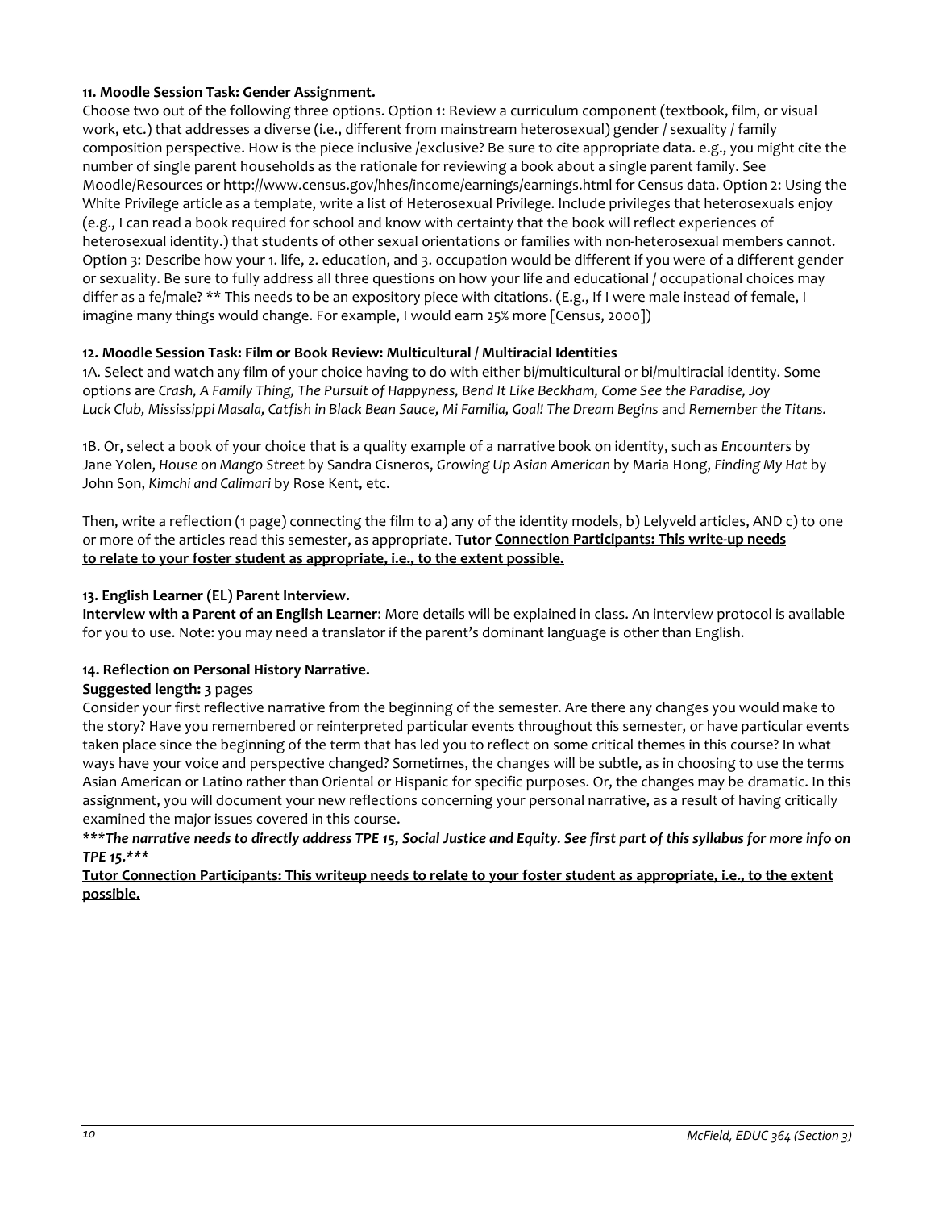**11. Moodle Session Task: Gender Assignment.**

Choose two out of the following three options. Option 1: Review a curriculum component (textbook, film, or visual work, etc.) that addresses a diverse (i.e., different from mainstream heterosexual) gender / sexuality / family composition perspective. How is the piece inclusive /exclusive? Be sure to cite appropriate data. e.g., you might cite the number of single parent households as the rationale for reviewing a book about a single parent family. See Moodle/Resources or http://www.census.gov/hhes/income/earnings/earnings.html for Census data. Option 2: Using the White Privilege article as a template, write a list of Heterosexual Privilege. Include privileges that heterosexuals enjoy (e.g., I can read a book required for school and know with certainty that the book will reflect experiences of heterosexual identity.) that students of other sexual orientations or families with non-heterosexual members cannot. Option 3: Describe how your 1. life, 2. education, and 3. occupation would be different if you were of a different gender or sexuality. Be sure to fully address all three questions on how your life and educational / occupational choices may differ as a fe/male? ** This needs to be an expository piece with citations. (E.g., If I were male instead of female, I imagine many things would change. For example, I would earn 25% more [Census, 2000])

**12. Moodle Session Task: Film or Book Review: Multicultural / Multiracial Identities**

1A. Select and watch any film of your choice having to do with either bi/multicultural or bi/multiracial identity. Some options are *Crash, A Family Thing, The Pursuit of Happyness, Bend It Like Beckham, Come See the Paradise, Joy Luck Club, Mississippi Masala, Catfish in Black Bean Sauce, Mi Familia, Goal! The Dream Begins* and *Remember the Titans.*

1B. Or, select a book of your choice that is a quality example of a narrative book on identity, such as *Encounters* by Jane Yolen, *House on Mango Street* by Sandra Cisneros, *Growing Up Asian American* by Maria Hong, *Finding My Hat* by John Son, *Kimchi and Calimari* by Rose Kent, etc.

Then, write a reflection (1 page) connecting the film to a) any of the identity models, b) Lelyveld articles, AND c) to one or more of the articles read this semester, as appropriate. **Tutor <u>Connection Participants: This write-up needs to relate to your foster student as appropriate, i.e., to the extent possible.</u>**

**13. English Learner (EL) Parent Interview.**

**Interview with a Parent of an English Learner**: More details will be explained in class. An interview protocol is available for you to use. Note: you may need a translator if the parent's dominant language is other than English.

**14. Reflection on Personal History Narrative.**

**Suggested length: 3** pages

Consider your first reflective narrative from the beginning of the semester. Are there any changes you would make to the story? Have you remembered or reinterpreted particular events throughout this semester, or have particular events taken place since the beginning of the term that has led you to reflect on some critical themes in this course? In what ways have your voice and perspective changed? Sometimes, the changes will be subtle, as in choosing to use the terms Asian American or Latino rather than Oriental or Hispanic for specific purposes. Or, the changes may be dramatic. In this assignment, you will document your new reflections concerning your personal narrative, as a result of having critically examined the major issues covered in this course.

***\*\*\*The narrative needs to directly address TPE 15, Social Justice and Equity. See first part of this syllabus for more info on TPE 15.\*\*\****

**<u>Tutor Connection Participants: This writeup needs to relate to your foster student as appropriate, i.e., to the extent possible.</u>**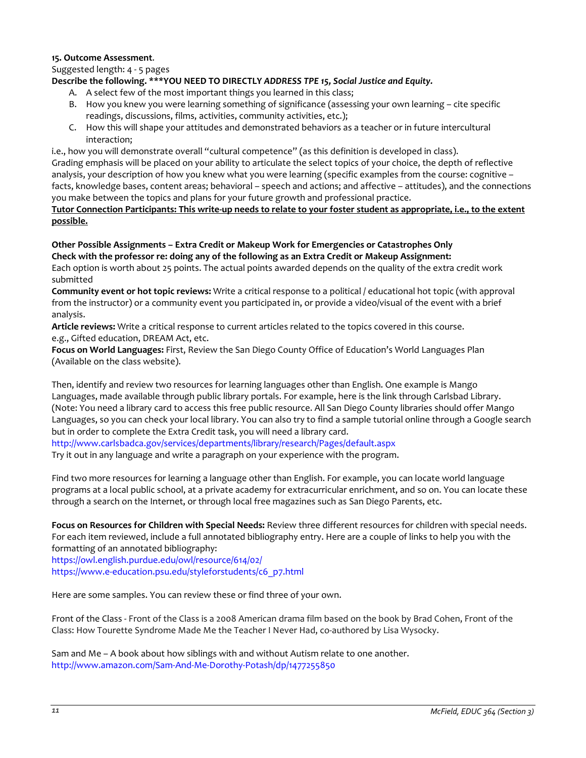**15. Outcome Assessment**.

Suggested length: 4 - 5 pages

**Describe the following. ***YOU NEED TO DIRECTLY *ADDRESS TPE 15, Social Justice and Equity.***

A. A select few of the most important things you learned in this class;
B. How you knew you were learning something of significance (assessing your own learning – cite specific readings, discussions, films, activities, community activities, etc.);
C. How this will shape your attitudes and demonstrated behaviors as a teacher or in future intercultural interaction;

i.e., how you will demonstrate overall "cultural competence" (as this definition is developed in class).

Grading emphasis will be placed on your ability to articulate the select topics of your choice, the depth of reflective analysis, your description of how you knew what you were learning (specific examples from the course: cognitive – facts, knowledge bases, content areas; behavioral – speech and actions; and affective – attitudes), and the connections you make between the topics and plans for your future growth and professional practice.

**<u>Tutor Connection Participants: This write-up needs to relate to your foster student as appropriate, i.e., to the extent possible.</u>**

**Other Possible Assignments – Extra Credit or Makeup Work for Emergencies or Catastrophes Only**

**Check with the professor re: doing any of the following as an Extra Credit or Makeup Assignment:**

Each option is worth about 25 points. The actual points awarded depends on the quality of the extra credit work submitted

**Community event or hot topic reviews:** Write a critical response to a political / educational hot topic (with approval from the instructor) or a community event you participated in, or provide a video/visual of the event with a brief analysis.

**Article reviews:** Write a critical response to current articles related to the topics covered in this course. e.g., Gifted education, DREAM Act, etc.

**Focus on World Languages:** First, Review the San Diego County Office of Education's World Languages Plan (Available on the class website).

Then, identify and review two resources for learning languages other than English. One example is Mango Languages, made available through public library portals. For example, here is the link through Carlsbad Library. (Note: You need a library card to access this free public resource. All San Diego County libraries should offer Mango Languages, so you can check your local library. You can also try to find a sample tutorial online through a Google search but in order to complete the Extra Credit task, you will need a library card.

http://www.carlsbadca.gov/services/departments/library/research/Pages/default.aspx

Try it out in any language and write a paragraph on your experience with the program.

Find two more resources for learning a language other than English. For example, you can locate world language programs at a local public school, at a private academy for extracurricular enrichment, and so on. You can locate these through a search on the Internet, or through local free magazines such as San Diego Parents, etc.

**Focus on Resources for Children with Special Needs:** Review three different resources for children with special needs. For each item reviewed, include a full annotated bibliography entry. Here are a couple of links to help you with the formatting of an annotated bibliography:

https://owl.english.purdue.edu/owl/resource/614/02/

https://www.e-education.psu.edu/styleforstudents/c6_p7.html

Here are some samples. You can review these or find three of your own.

Front of the Class - Front of the Class is a 2008 American drama film based on the book by Brad Cohen, Front of the Class: How Tourette Syndrome Made Me the Teacher I Never Had, co-authored by Lisa Wysocky.

Sam and Me – A book about how siblings with and without Autism relate to one another.
http://www.amazon.com/Sam-And-Me-Dorothy-Potash/dp/1477255850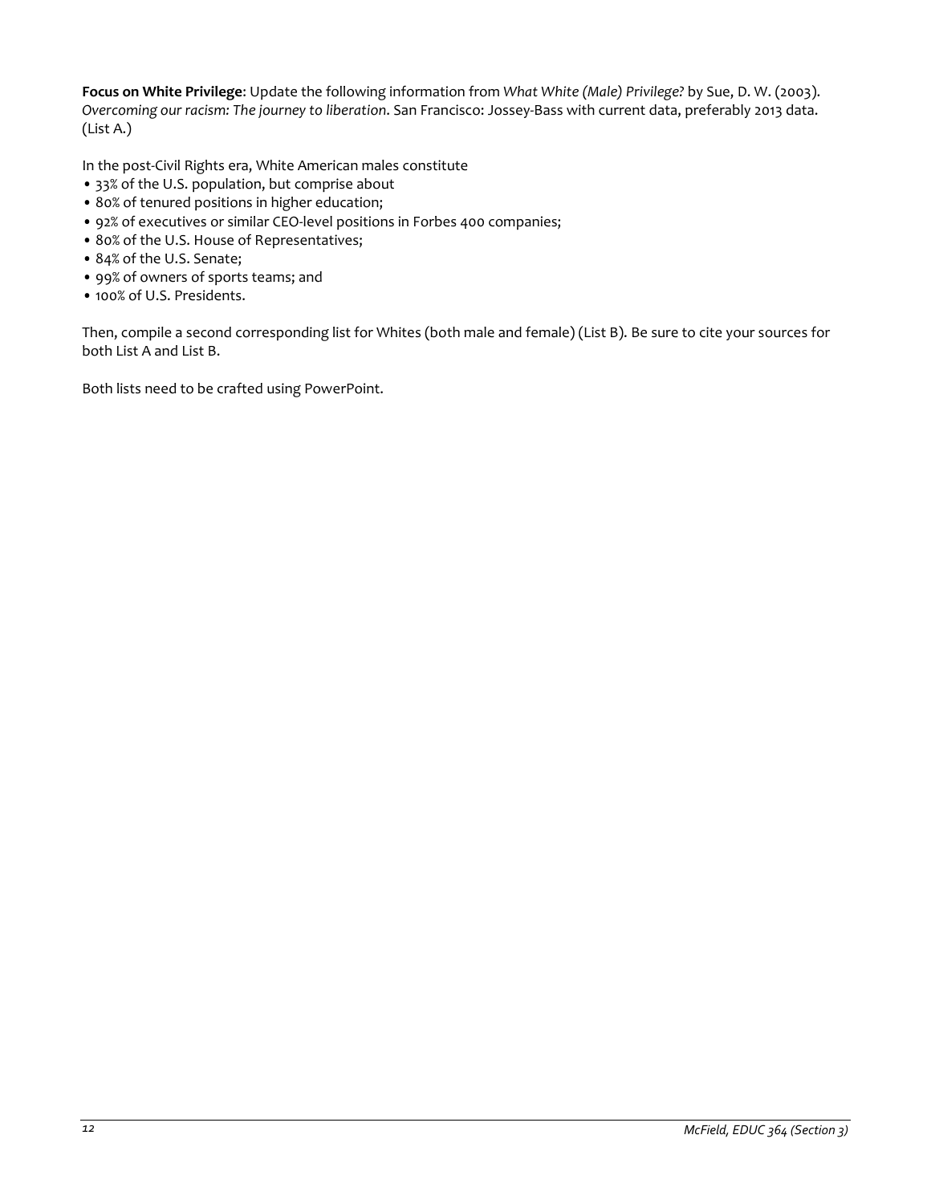**Focus on White Privilege**: Update the following information from *What White (Male) Privilege?* by Sue, D. W. (2003). *Overcoming our racism: The journey to liberation*. San Francisco: Jossey-Bass with current data, preferably 2013 data. (List A.)

In the post-Civil Rights era, White American males constitute

- 33% of the U.S. population, but comprise about
- 80% of tenured positions in higher education;
- 92% of executives or similar CEO-level positions in Forbes 400 companies;
- 80% of the U.S. House of Representatives;
- 84% of the U.S. Senate;
- 99% of owners of sports teams; and
- 100% of U.S. Presidents.

Then, compile a second corresponding list for Whites (both male and female) (List B). Be sure to cite your sources for both List A and List B.

Both lists need to be crafted using PowerPoint.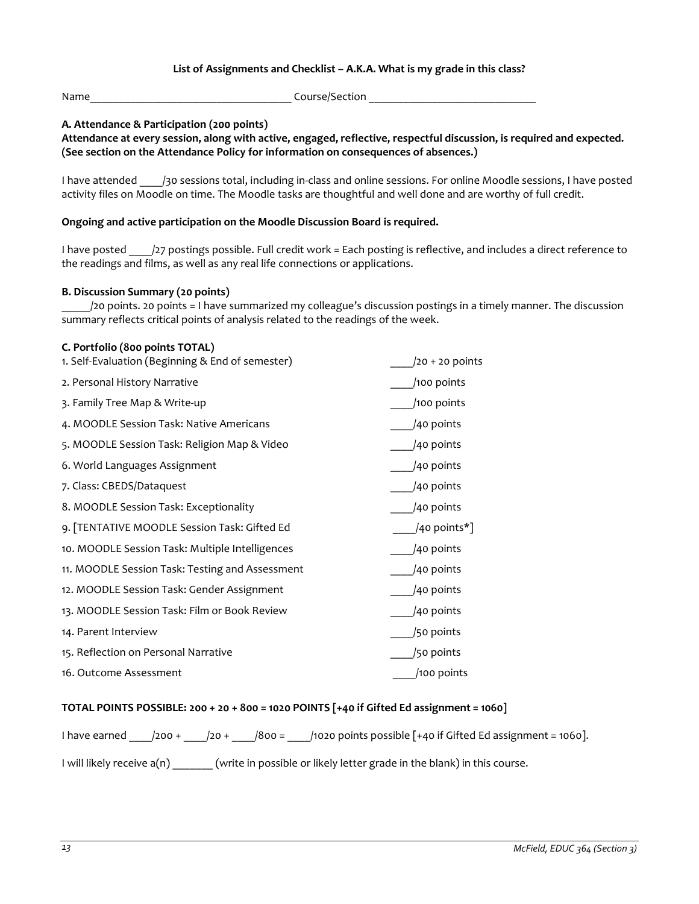## List of Assignments and Checklist – A.K.A. What is my grade in this class?

Name____________________________________ Course/Section ______________________________

### A. Attendance & Participation (200 points)

**Attendance at every session, along with active, engaged, reflective, respectful discussion, is required and expected. (See section on the Attendance Policy for information on consequences of absences.)**

I have attended ____/30 sessions total, including in-class and online sessions. For online Moodle sessions, I have posted activity files on Moodle on time. The Moodle tasks are thoughtful and well done and are worthy of full credit.

**Ongoing and active participation on the Moodle Discussion Board is required.**

I have posted ____/27 postings possible. Full credit work = Each posting is reflective, and includes a direct reference to the readings and films, as well as any real life connections or applications.

### B. Discussion Summary (20 points)

_____/20 points. 20 points = I have summarized my colleague's discussion postings in a timely manner. The discussion summary reflects critical points of analysis related to the readings of the week.

### C. Portfolio (800 points TOTAL)

| | |
|---|---|
| 1. Self-Evaluation (Beginning & End of semester) | ____/20 + 20 points |
| 2. Personal History Narrative | ____/100 points |
| 3. Family Tree Map & Write-up | ____/100 points |
| 4. MOODLE Session Task: Native Americans | ____/40 points |
| 5. MOODLE Session Task: Religion Map & Video | ____/40 points |
| 6. World Languages Assignment | ____/40 points |
| 7. Class: CBEDS/Dataquest | ____/40 points |
| 8. MOODLE Session Task: Exceptionality | ____/40 points |
| 9. [TENTATIVE MOODLE Session Task: Gifted Ed | ____/40 points*] |
| 10. MOODLE Session Task: Multiple Intelligences | ____/40 points |
| 11. MOODLE Session Task: Testing and Assessment | ____/40 points |
| 12. MOODLE Session Task: Gender Assignment | ____/40 points |
| 13. MOODLE Session Task: Film or Book Review | ____/40 points |
| 14. Parent Interview | ____/50 points |
| 15. Reflection on Personal Narrative | ____/50 points |
| 16. Outcome Assessment | ____/100 points |

**TOTAL POINTS POSSIBLE: 200 + 20 + 800 = 1020 POINTS [+40 if Gifted Ed assignment = 1060]**

I have earned ____/200 + ____/20 + ____/800 = ____/1020 points possible [+40 if Gifted Ed assignment = 1060].

I will likely receive a(n) _______ (write in possible or likely letter grade in the blank) in this course.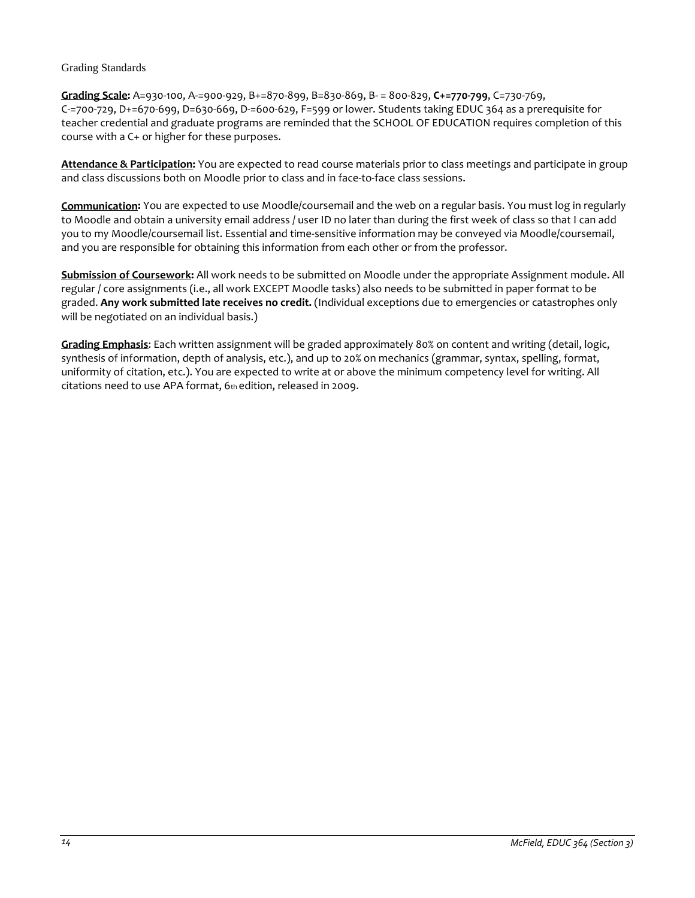Grading Standards

**Grading Scale:** A=930-100, A-=900-929, B+=870-899, B=830-869, B- = 800-829, **C+=770-799**, C=730-769, C-=700-729, D+=670-699, D=630-669, D-=600-629, F=599 or lower. Students taking EDUC 364 as a prerequisite for teacher credential and graduate programs are reminded that the SCHOOL OF EDUCATION requires completion of this course with a C+ or higher for these purposes.

**Attendance & Participation:** You are expected to read course materials prior to class meetings and participate in group and class discussions both on Moodle prior to class and in face-to-face class sessions.

**Communication:** You are expected to use Moodle/coursemail and the web on a regular basis. You must log in regularly to Moodle and obtain a university email address / user ID no later than during the first week of class so that I can add you to my Moodle/coursemail list. Essential and time-sensitive information may be conveyed via Moodle/coursemail, and you are responsible for obtaining this information from each other or from the professor.

**Submission of Coursework:** All work needs to be submitted on Moodle under the appropriate Assignment module. All regular / core assignments (i.e., all work EXCEPT Moodle tasks) also needs to be submitted in paper format to be graded. **Any work submitted late receives no credit.** (Individual exceptions due to emergencies or catastrophes only will be negotiated on an individual basis.)

**Grading Emphasis**: Each written assignment will be graded approximately 80% on content and writing (detail, logic, synthesis of information, depth of analysis, etc.), and up to 20% on mechanics (grammar, syntax, spelling, format, uniformity of citation, etc.). You are expected to write at or above the minimum competency level for writing. All citations need to use APA format, 6th edition, released in 2009.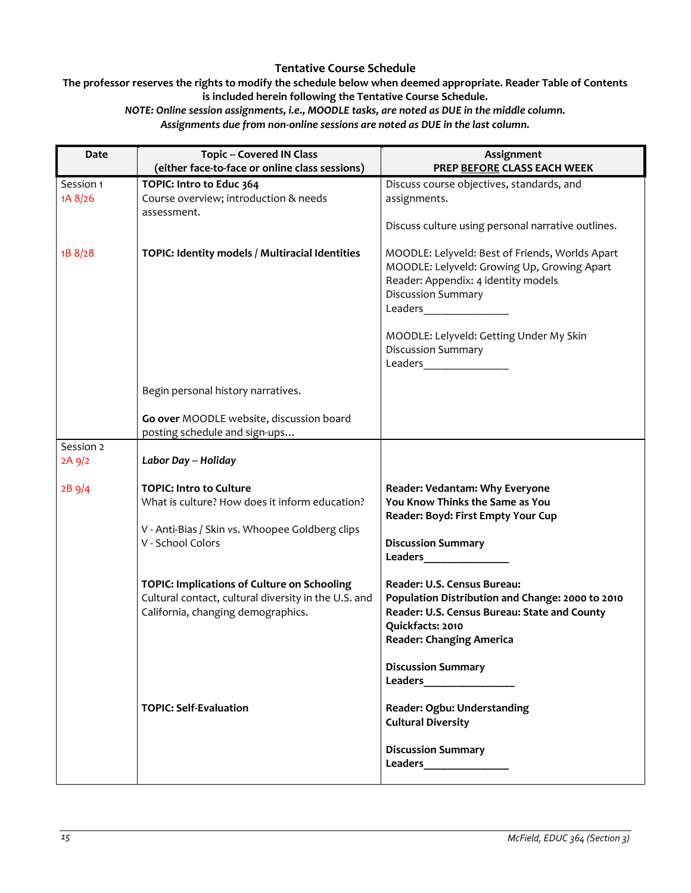# Tentative Course Schedule

**The professor reserves the rights to modify the schedule below when deemed appropriate. Reader Table of Contents is included herein following the Tentative Course Schedule.**

***NOTE: Online session assignments, i.e., MOODLE tasks, are noted as DUE in the middle column.***
***Assignments due from non-online sessions are noted as DUE in the last column.***

| Date | Topic -- Covered IN Class (either face-to-face or online class sessions) | Assignment PREP BEFORE CLASS EACH WEEK |
|---|---|---|
| Session 1<br>1A 8/26 | **TOPIC: Intro to Educ 364**<br>Course overview; introduction & needs assessment. | Discuss course objectives, standards, and assignments.<br><br>Discuss culture using personal narrative outlines. |
| 1B 8/28 | **TOPIC: Identity models / Multiracial Identities**<br><br>Begin personal history narratives.<br><br>**Go over** MOODLE website, discussion board posting schedule and sign-ups… | MOODLE: Lelyveld: Best of Friends, Worlds Apart<br>MOODLE: Lelyveld: Growing Up, Growing Apart<br>Reader: Appendix: 4 identity models<br>Discussion Summary<br>Leaders______________<br><br>MOODLE: Lelyveld: Getting Under My Skin<br>Discussion Summary<br>Leaders______________ |
| Session 2<br>2A 9/2 | ***Labor Day -- Holiday*** | |
| 2B 9/4 | **TOPIC: Intro to Culture**<br>What is culture? How does it inform education?<br><br>V - Anti-Bias / Skin vs. Whoopee Goldberg clips<br>V - School Colors | **Reader: Vedantam: Why Everyone You Know Thinks the Same as You**<br>**Reader: Boyd: First Empty Your Cup**<br><br>**Discussion Summary**<br>**Leaders______________** |
| | **TOPIC: Implications of Culture on Schooling**<br>Cultural contact, cultural diversity in the U.S. and California, changing demographics. | **Reader: U.S. Census Bureau: Population Distribution and Change: 2000 to 2010**<br>**Reader: U.S. Census Bureau: State and County Quickfacts: 2010**<br>**Reader: Changing America**<br><br>**Discussion Summary**<br>**Leaders_______________** |
| | **TOPIC: Self-Evaluation** | **Reader: Ogbu: Understanding Cultural Diversity**<br><br>**Discussion Summary**<br>**Leaders______________** |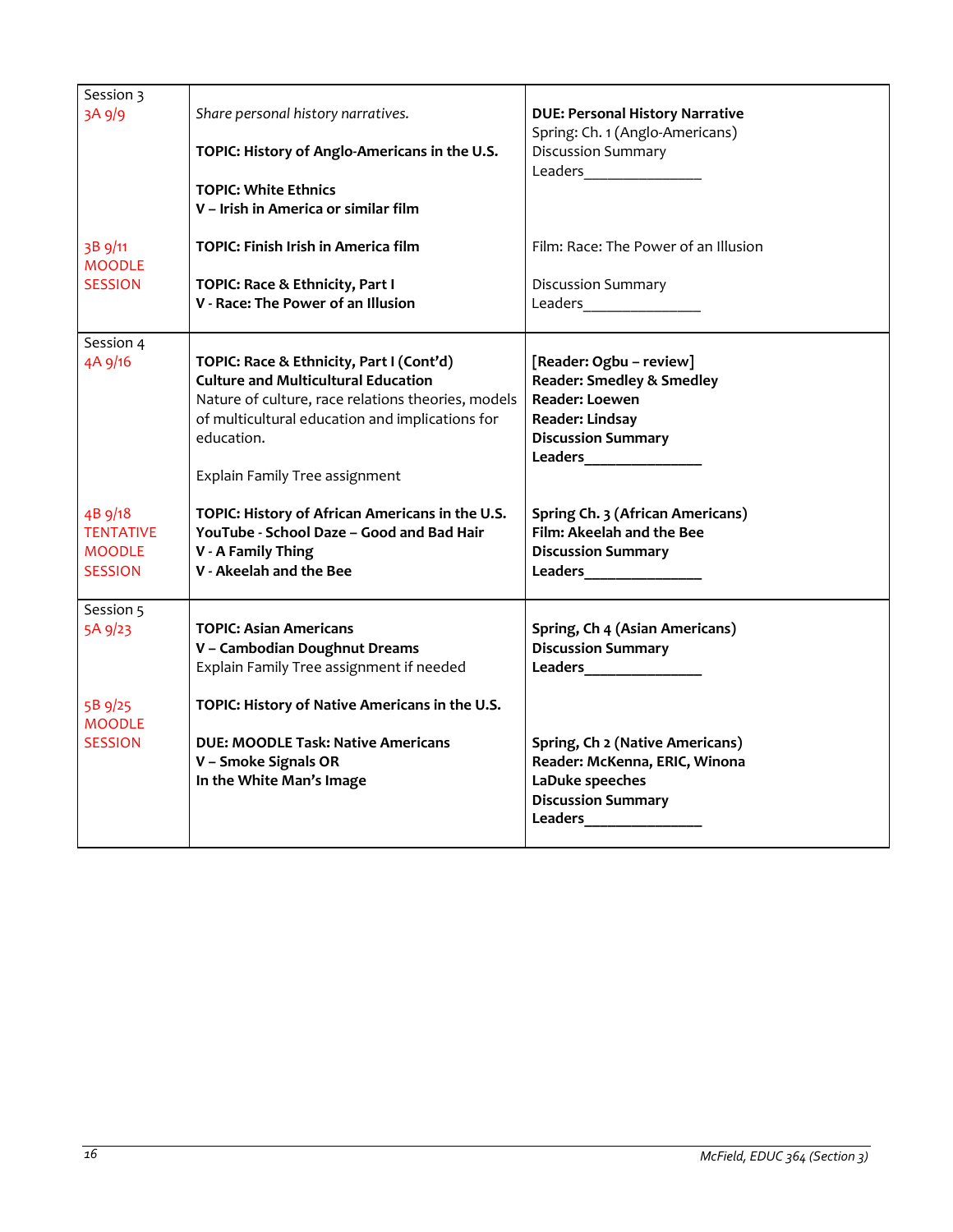| Session 3 | | |
|---|---|---|
| 3A 9/9 | *Share personal history narratives.*<br><br>**TOPIC: History of Anglo-Americans in the U.S.**<br><br>**TOPIC: White Ethnics**<br>**V – Irish in America or similar film** | **DUE: Personal History Narrative**<br>Spring: Ch. 1 (Anglo-Americans)<br>Discussion Summary<br>Leaders_______________ |
| 3B 9/11<br>MOODLE<br>SESSION | **TOPIC: Finish Irish in America film**<br><br>**TOPIC: Race & Ethnicity, Part I**<br>**V - Race: The Power of an Illusion** | Film: Race: The Power of an Illusion<br><br>Discussion Summary<br>Leaders_______________ |
| Session 4 | | |
| 4A 9/16 | **TOPIC: Race & Ethnicity, Part I (Cont'd)**<br>**Culture and Multicultural Education**<br>Nature of culture, race relations theories, models of multicultural education and implications for education.<br><br>Explain Family Tree assignment | **[Reader: Ogbu – review]**<br>**Reader: Smedley & Smedley**<br>**Reader: Loewen**<br>**Reader: Lindsay**<br>**Discussion Summary**<br>**Leaders_______________** |
| 4B 9/18<br>TENTATIVE<br>MOODLE<br>SESSION | **TOPIC: History of African Americans in the U.S.**<br>**YouTube - School Daze – Good and Bad Hair**<br>**V - A Family Thing**<br>**V - Akeelah and the Bee** | **Spring Ch. 3 (African Americans)**<br>**Film: Akeelah and the Bee**<br>**Discussion Summary**<br>**Leaders_______________** |
| Session 5 | | |
| 5A 9/23 | **TOPIC: Asian Americans**<br>**V – Cambodian Doughnut Dreams**<br>Explain Family Tree assignment if needed | **Spring, Ch 4 (Asian Americans)**<br>**Discussion Summary**<br>**Leaders_______________** |
| 5B 9/25<br>MOODLE<br>SESSION | **TOPIC: History of Native Americans in the U.S.**<br><br>**DUE: MOODLE Task: Native Americans**<br>**V – Smoke Signals OR**<br>**In the White Man's Image** | **Spring, Ch 2 (Native Americans)**<br>**Reader: McKenna, ERIC, Winona LaDuke speeches**<br>**Discussion Summary**<br>**Leaders_______________** |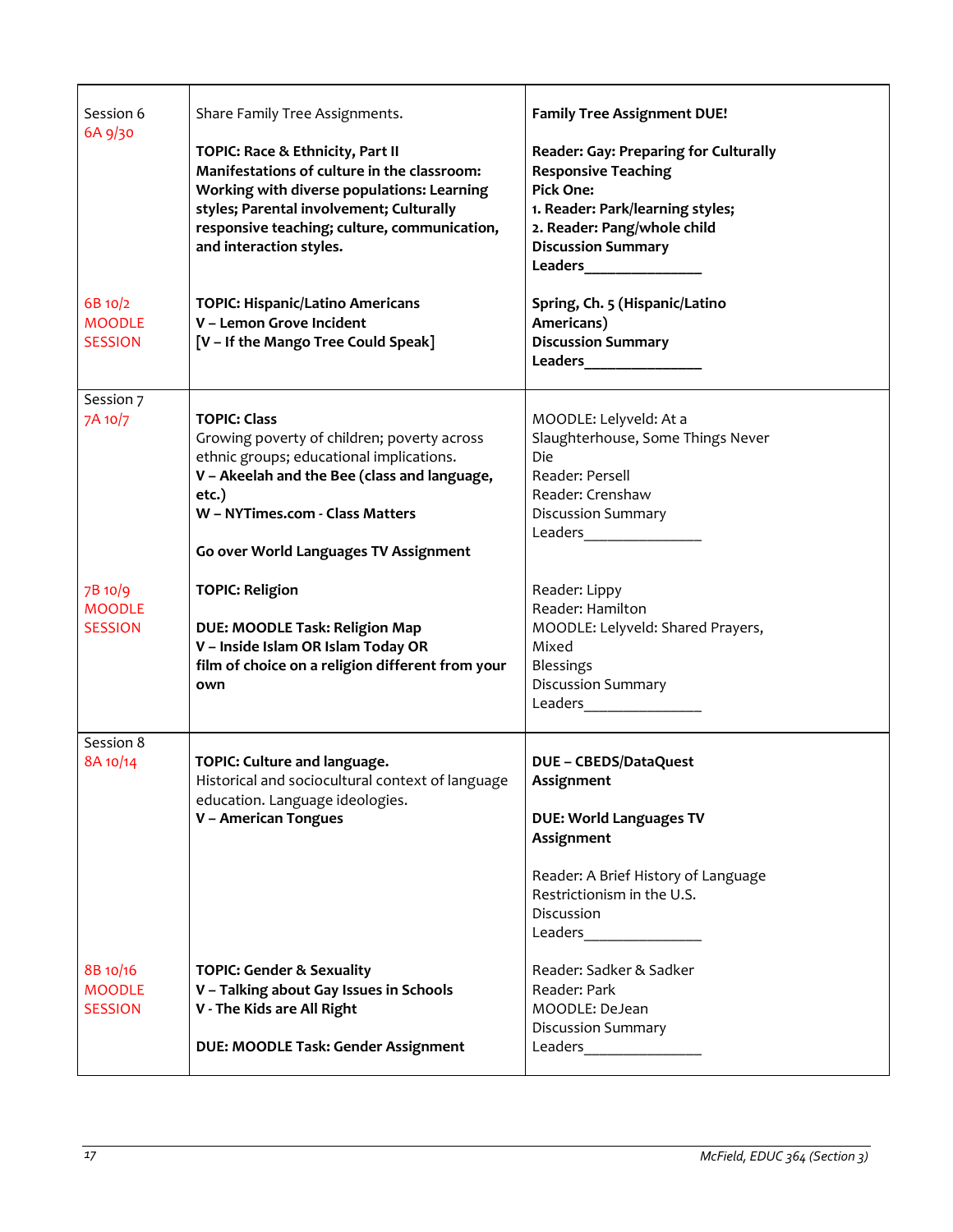| | | |
|---|---|---|
| Session 6<br>6A 9/30 | Share Family Tree Assignments.<br><br>**TOPIC: Race & Ethnicity, Part II**<br>**Manifestations of culture in the classroom: Working with diverse populations: Learning styles; Parental involvement; Culturally responsive teaching; culture, communication, and interaction styles.** | **Family Tree Assignment DUE!**<br><br>**Reader: Gay: Preparing for Culturally Responsive Teaching**<br>**Pick One:**<br>**1. Reader: Park/learning styles;**<br>**2. Reader: Pang/whole child**<br>**Discussion Summary**<br>**Leaders_______________** |
| 6B 10/2<br>MOODLE SESSION | **TOPIC: Hispanic/Latino Americans**<br>**V – Lemon Grove Incident**<br>**[V – If the Mango Tree Could Speak]** | **Spring, Ch. 5 (Hispanic/Latino Americans)**<br>**Discussion Summary**<br>**Leaders_______________** |
| Session 7<br>7A 10/7 | **TOPIC: Class**<br>Growing poverty of children; poverty across ethnic groups; educational implications.<br>**V – Akeelah and the Bee (class and language, etc.)**<br>**W – NYTimes.com - Class Matters**<br><br>**Go over World Languages TV Assignment** | MOODLE: Lelyveld: At a Slaughterhouse, Some Things Never Die<br>Reader: Persell<br>Reader: Crenshaw<br>Discussion Summary<br>Leaders_______________ |
| 7B 10/9<br>MOODLE SESSION | **TOPIC: Religion**<br><br>**DUE: MOODLE Task: Religion Map**<br>**V – Inside Islam OR Islam Today OR film of choice on a religion different from your own** | Reader: Lippy<br>Reader: Hamilton<br>MOODLE: Lelyveld: Shared Prayers, Mixed Blessings<br>Discussion Summary<br>Leaders_______________ |
| Session 8<br>8A 10/14 | **TOPIC: Culture and language.**<br>Historical and sociocultural context of language education. Language ideologies.<br>**V – American Tongues** | **DUE – CBEDS/DataQuest Assignment**<br><br>**DUE: World Languages TV Assignment**<br><br>Reader: A Brief History of Language Restrictionism in the U.S.<br>Discussion<br>Leaders_______________ |
| 8B 10/16<br>MOODLE SESSION | **TOPIC: Gender & Sexuality**<br>**V – Talking about Gay Issues in Schools**<br>**V - The Kids are All Right**<br><br>**DUE: MOODLE Task: Gender Assignment** | Reader: Sadker & Sadker<br>Reader: Park<br>MOODLE: DeJean<br>Discussion Summary<br>Leaders_______________ |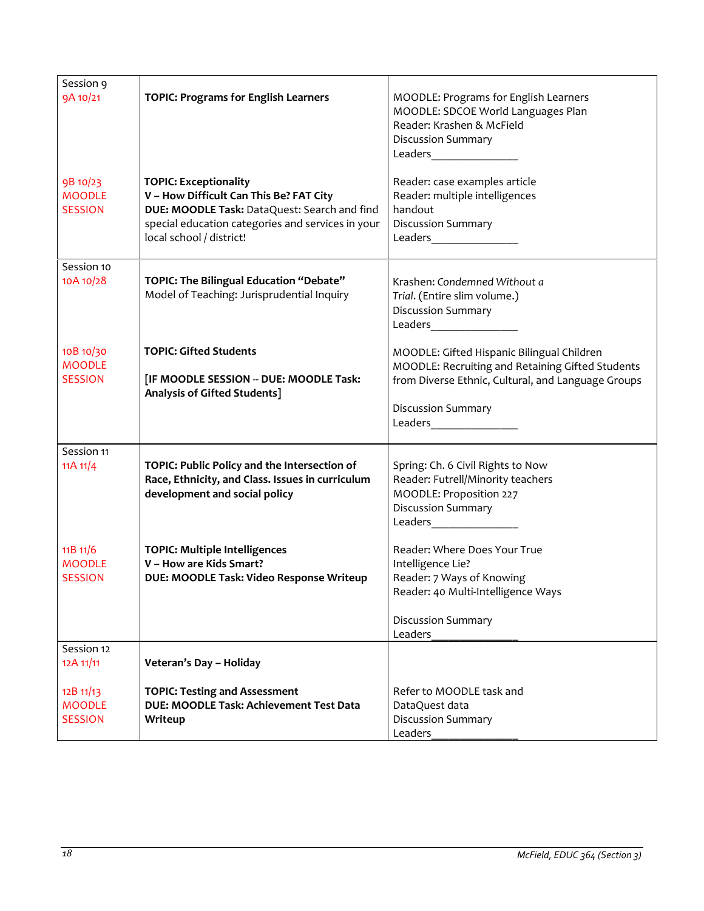| | | |
|---|---|---|
| Session 9<br>9A 10/21 | **TOPIC: Programs for English Learners** | MOODLE: Programs for English Learners<br>MOODLE: SDCOE World Languages Plan<br>Reader: Krashen & McField<br>Discussion Summary<br>Leaders_______________ |
| 9B 10/23<br>MOODLE<br>SESSION | **TOPIC: Exceptionality**<br>**V – How Difficult Can This Be? FAT City**<br>**DUE: MOODLE Task:** DataQuest: Search and find special education categories and services in your local school / district! | Reader: case examples article<br>Reader: multiple intelligences handout<br>Discussion Summary<br>Leaders_______________ |
| Session 10<br>10A 10/28 | **TOPIC: The Bilingual Education "Debate"**<br>Model of Teaching: Jurisprudential Inquiry | Krashen: *Condemned Without a Trial*. (Entire slim volume.)<br>Discussion Summary<br>Leaders_______________ |
| 10B 10/30<br>MOODLE<br>SESSION | **TOPIC: Gifted Students**<br><br>**[IF MOODLE SESSION -- DUE: MOODLE Task: Analysis of Gifted Students]** | MOODLE: Gifted Hispanic Bilingual Children<br>MOODLE: Recruiting and Retaining Gifted Students from Diverse Ethnic, Cultural, and Language Groups<br><br>Discussion Summary<br>Leaders_______________ |
| Session 11<br>11A 11/4 | **TOPIC: Public Policy and the Intersection of Race, Ethnicity, and Class. Issues in curriculum development and social policy** | Spring: Ch. 6 Civil Rights to Now<br>Reader: Futrell/Minority teachers<br>MOODLE: Proposition 227<br>Discussion Summary<br>Leaders_______________ |
| 11B 11/6<br>MOODLE<br>SESSION | **TOPIC: Multiple Intelligences**<br>**V – How are Kids Smart?**<br>**DUE: MOODLE Task: Video Response Writeup** | Reader: Where Does Your True Intelligence Lie?<br>Reader: 7 Ways of Knowing<br>Reader: 40 Multi-Intelligence Ways<br><br>Discussion Summary<br>Leaders_______________ |
| Session 12<br>12A 11/11 | **Veteran's Day – Holiday** | |
| 12B 11/13<br>MOODLE<br>SESSION | **TOPIC: Testing and Assessment**<br>**DUE: MOODLE Task: Achievement Test Data Writeup** | Refer to MOODLE task and DataQuest data<br>Discussion Summary<br>Leaders_______________ |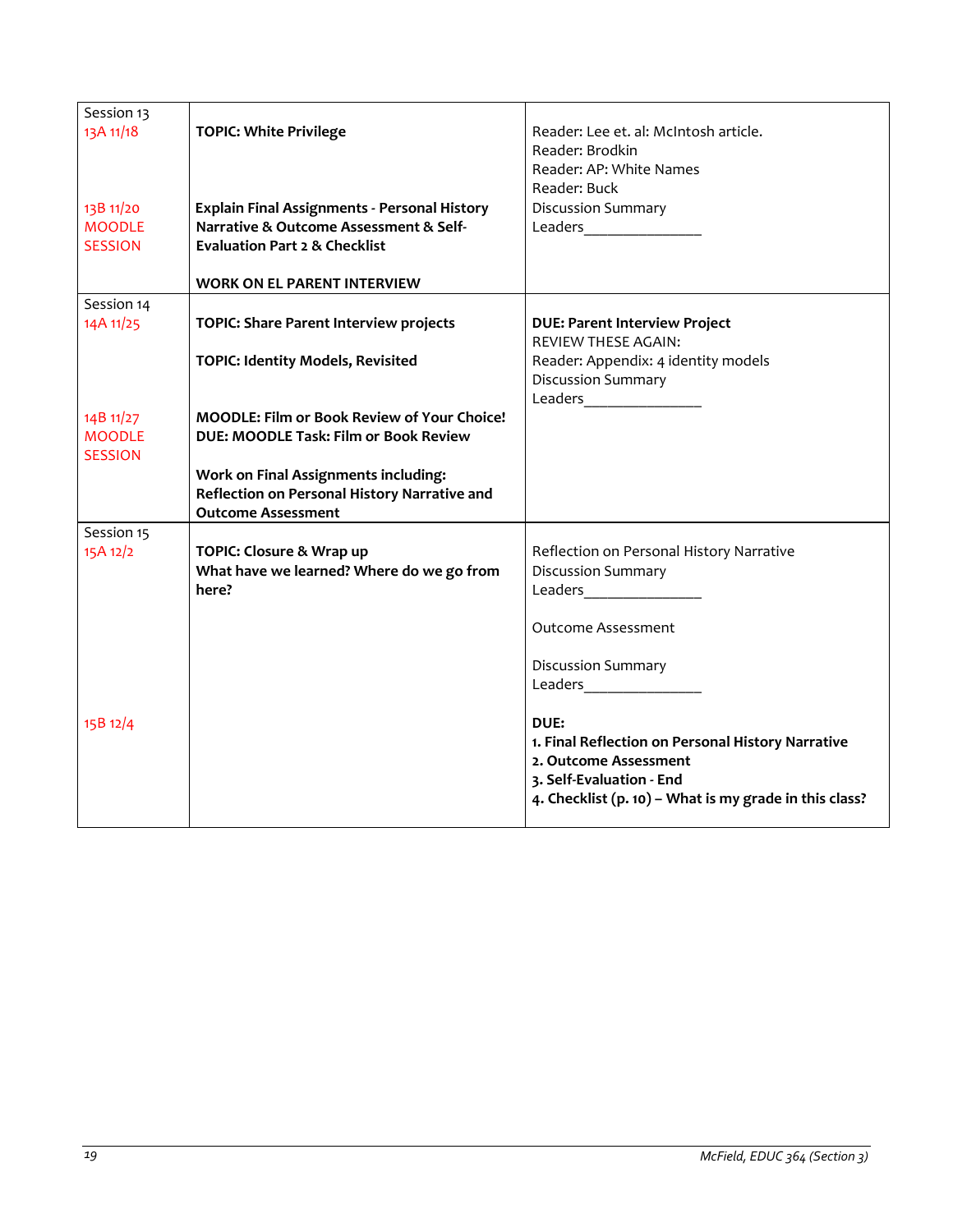| Session 13 | | |
|---|---|---|
| 13A 11/18 | **TOPIC: White Privilege** | Reader: Lee et. al: McIntosh article.<br>Reader: Brodkin<br>Reader: AP: White Names<br>Reader: Buck<br>Discussion Summary<br>Leaders_______________ |
| 13B 11/20<br>MOODLE<br>SESSION | **Explain Final Assignments - Personal History Narrative & Outcome Assessment & Self-Evaluation Part 2 & Checklist**<br><br>**WORK ON EL PARENT INTERVIEW** | |
| **Session 14** | | |
| 14A 11/25 | **TOPIC: Share Parent Interview projects**<br><br>**TOPIC: Identity Models, Revisited** | **DUE: Parent Interview Project**<br>REVIEW THESE AGAIN:<br>Reader: Appendix: 4 identity models<br>Discussion Summary<br>Leaders_______________ |
| 14B 11/27<br>MOODLE<br>SESSION | **MOODLE: Film or Book Review of Your Choice!**<br>**DUE: MOODLE Task: Film or Book Review**<br><br>**Work on Final Assignments including: Reflection on Personal History Narrative and Outcome Assessment** | |
| **Session 15** | | |
| 15A 12/2 | **TOPIC: Closure & Wrap up**<br>**What have we learned? Where do we go from here?** | Reflection on Personal History Narrative<br>Discussion Summary<br>Leaders_______________<br><br>Outcome Assessment<br><br>Discussion Summary<br>Leaders_______________ |
| 15B 12/4 | | **DUE:**<br>**1. Final Reflection on Personal History Narrative**<br>**2. Outcome Assessment**<br>**3. Self-Evaluation - End**<br>**4. Checklist (p. 10) – What is my grade in this class?** |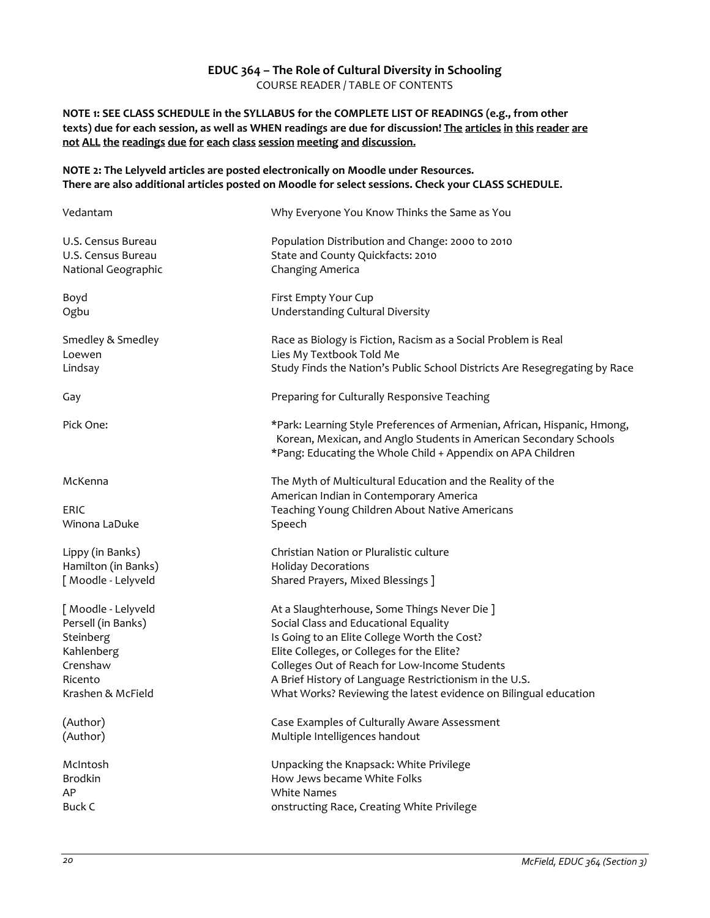# EDUC 364 – The Role of Cultural Diversity in Schooling

COURSE READER / TABLE OF CONTENTS

**NOTE 1: SEE CLASS SCHEDULE in the SYLLABUS for the COMPLETE LIST OF READINGS (e.g., from other texts) due for each session, as well as WHEN readings are due for discussion! <u>The articles in this reader are not ALL the readings due for each class session meeting and discussion.</u>**

**NOTE 2: The Lelyveld articles are posted electronically on Moodle under Resources. There are also additional articles posted on Moodle for select sessions. Check your CLASS SCHEDULE.**

| Author | Title |
|---|---|
| Vedantam | Why Everyone You Know Thinks the Same as You |
| U.S. Census Bureau | Population Distribution and Change: 2000 to 2010 |
| U.S. Census Bureau | State and County Quickfacts: 2010 |
| National Geographic | Changing America |
| Boyd | First Empty Your Cup |
| Ogbu | Understanding Cultural Diversity |
| Smedley & Smedley | Race as Biology is Fiction, Racism as a Social Problem is Real |
| Loewen | Lies My Textbook Told Me |
| Lindsay | Study Finds the Nation's Public School Districts Are Resegregating by Race |
| Gay | Preparing for Culturally Responsive Teaching |
| Pick One: | *Park: Learning Style Preferences of Armenian, African, Hispanic, Hmong, Korean, Mexican, and Anglo Students in American Secondary Schools<br>*Pang: Educating the Whole Child + Appendix on APA Children |
| McKenna | The Myth of Multicultural Education and the Reality of the American Indian in Contemporary America |
| ERIC | Teaching Young Children About Native Americans |
| Winona LaDuke | Speech |
| Lippy (in Banks) | Christian Nation or Pluralistic culture |
| Hamilton (in Banks) | Holiday Decorations |
| [ Moodle - Lelyveld | Shared Prayers, Mixed Blessings ] |
| [ Moodle - Lelyveld | At a Slaughterhouse, Some Things Never Die ] |
| Persell (in Banks) | Social Class and Educational Equality |
| Steinberg | Is Going to an Elite College Worth the Cost? |
| Kahlenberg | Elite Colleges, or Colleges for the Elite? |
| Crenshaw | Colleges Out of Reach for Low-Income Students |
| Ricento | A Brief History of Language Restrictionism in the U.S. |
| Krashen & McField | What Works? Reviewing the latest evidence on Bilingual education |
| (Author) | Case Examples of Culturally Aware Assessment |
| (Author) | Multiple Intelligences handout |
| McIntosh | Unpacking the Knapsack: White Privilege |
| Brodkin | How Jews became White Folks |
| AP | White Names |
| Buck C | onstructing Race, Creating White Privilege |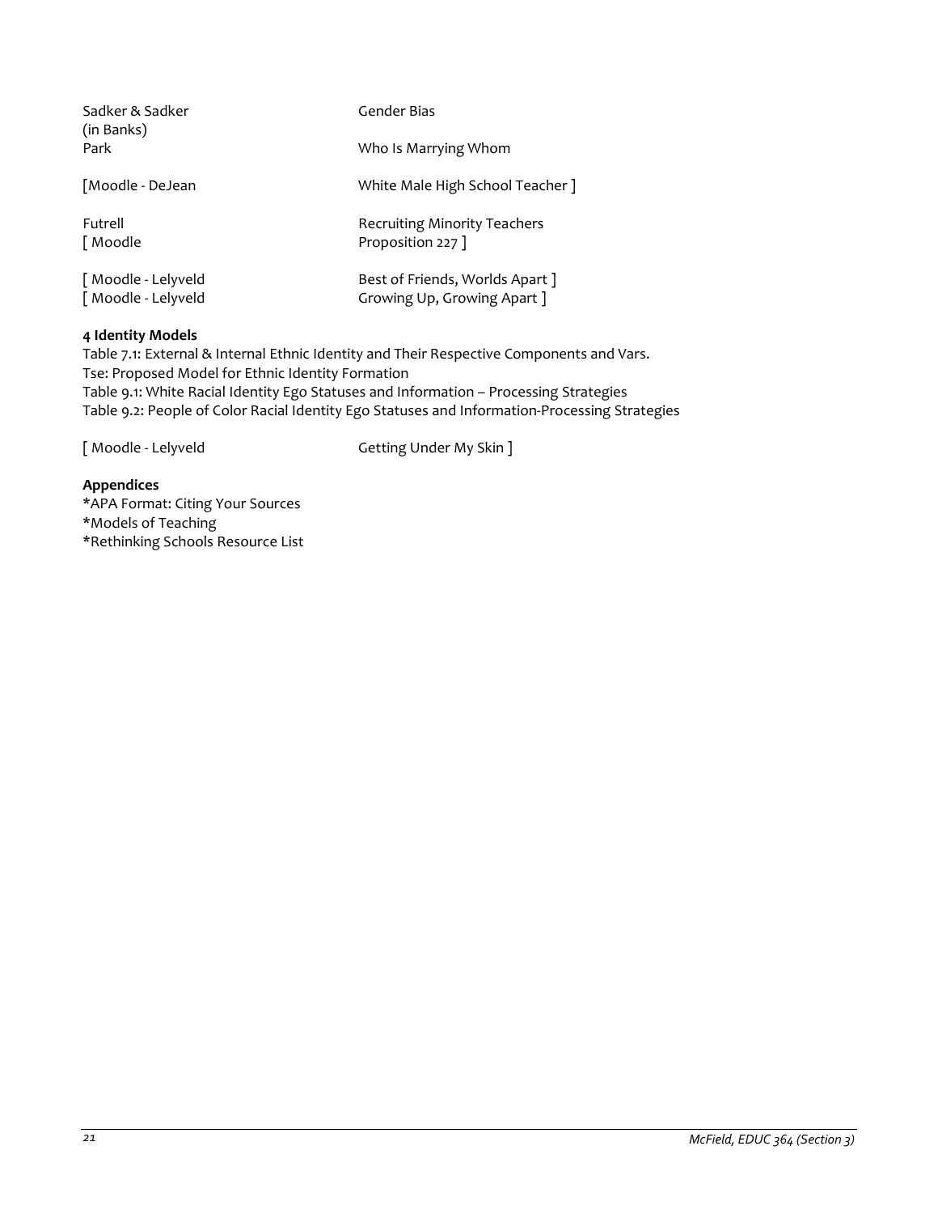| | |
|---|---|
| Sadker & Sadker (in Banks) | Gender Bias |
| Park | Who Is Marrying Whom |
| [Moodle - DeJean | White Male High School Teacher ] |
| Futrell | Recruiting Minority Teachers |
| [ Moodle | Proposition 227 ] |
| [ Moodle - Lelyveld | Best of Friends, Worlds Apart ] |
| [ Moodle - Lelyveld | Growing Up, Growing Apart ] |

**4 Identity Models**

Table 7.1: External & Internal Ethnic Identity and Their Respective Components and Vars.
Tse: Proposed Model for Ethnic Identity Formation
Table 9.1: White Racial Identity Ego Statuses and Information – Processing Strategies
Table 9.2: People of Color Racial Identity Ego Statuses and Information-Processing Strategies

| | |
|---|---|
| [ Moodle - Lelyveld | Getting Under My Skin ] |

**Appendices**

*APA Format: Citing Your Sources
*Models of Teaching
*Rethinking Schools Resource List